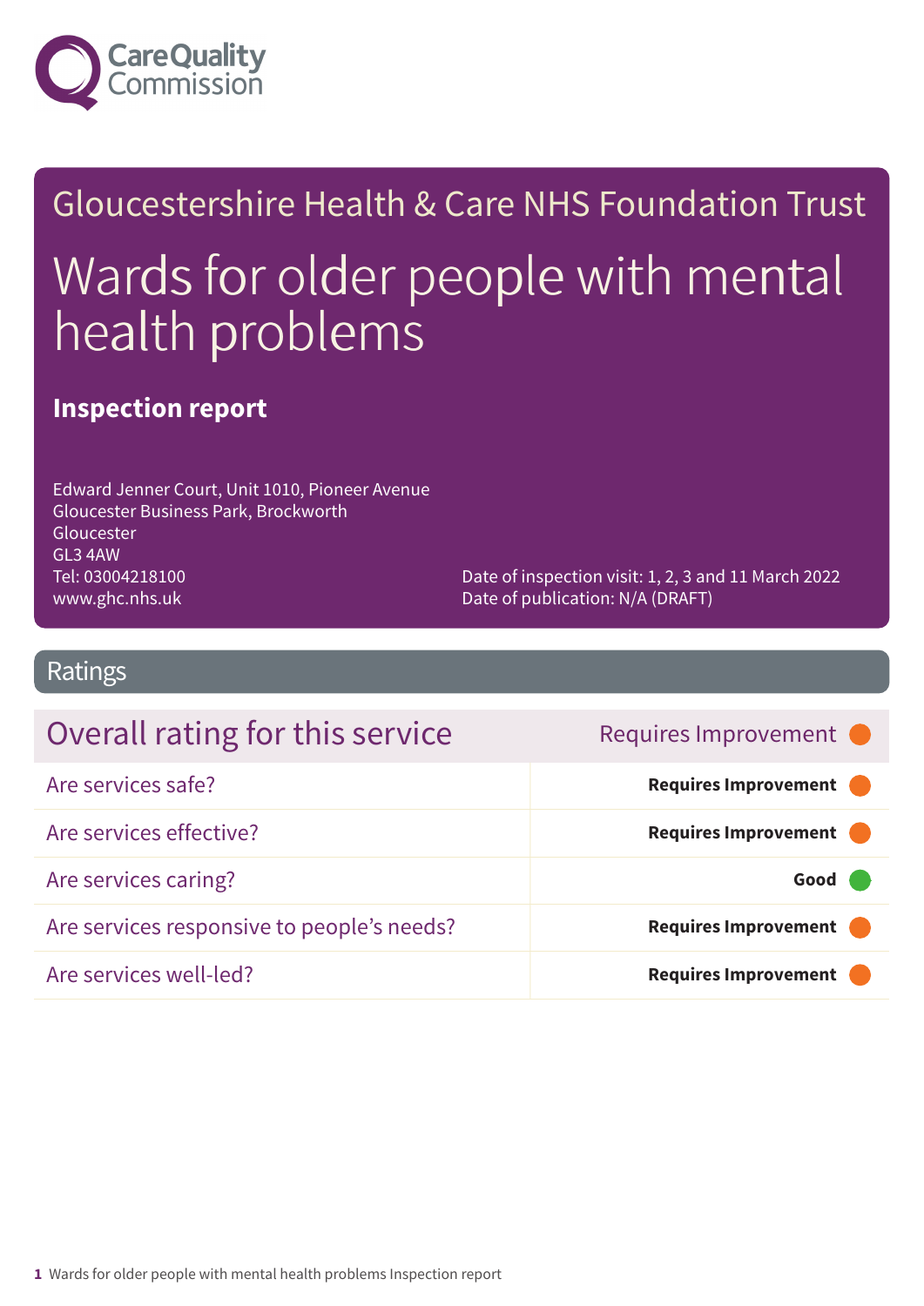Care Quality Commission

# Gloucestershire Health & Care NHS Foundation Trust

# Wards for older people with mental health problems

## Inspection report

Edward Jenner Court, Unit 1010, Pioneer Avenue
Gloucester Business Park, Brockworth
Gloucester
GL3 4AW
Tel: 03004218100
www.ghc.nhs.uk

Date of inspection visit: 1, 2, 3 and 11 March 2022
Date of publication: N/A (DRAFT)

## Ratings

| Overall rating for this service | Requires Improvement |
|---|---|
| Are services safe? | **Requires Improvement** |
| Are services effective? | **Requires Improvement** |
| Are services caring? | **Good** |
| Are services responsive to people's needs? | **Requires Improvement** |
| Are services well-led? | **Requires Improvement** |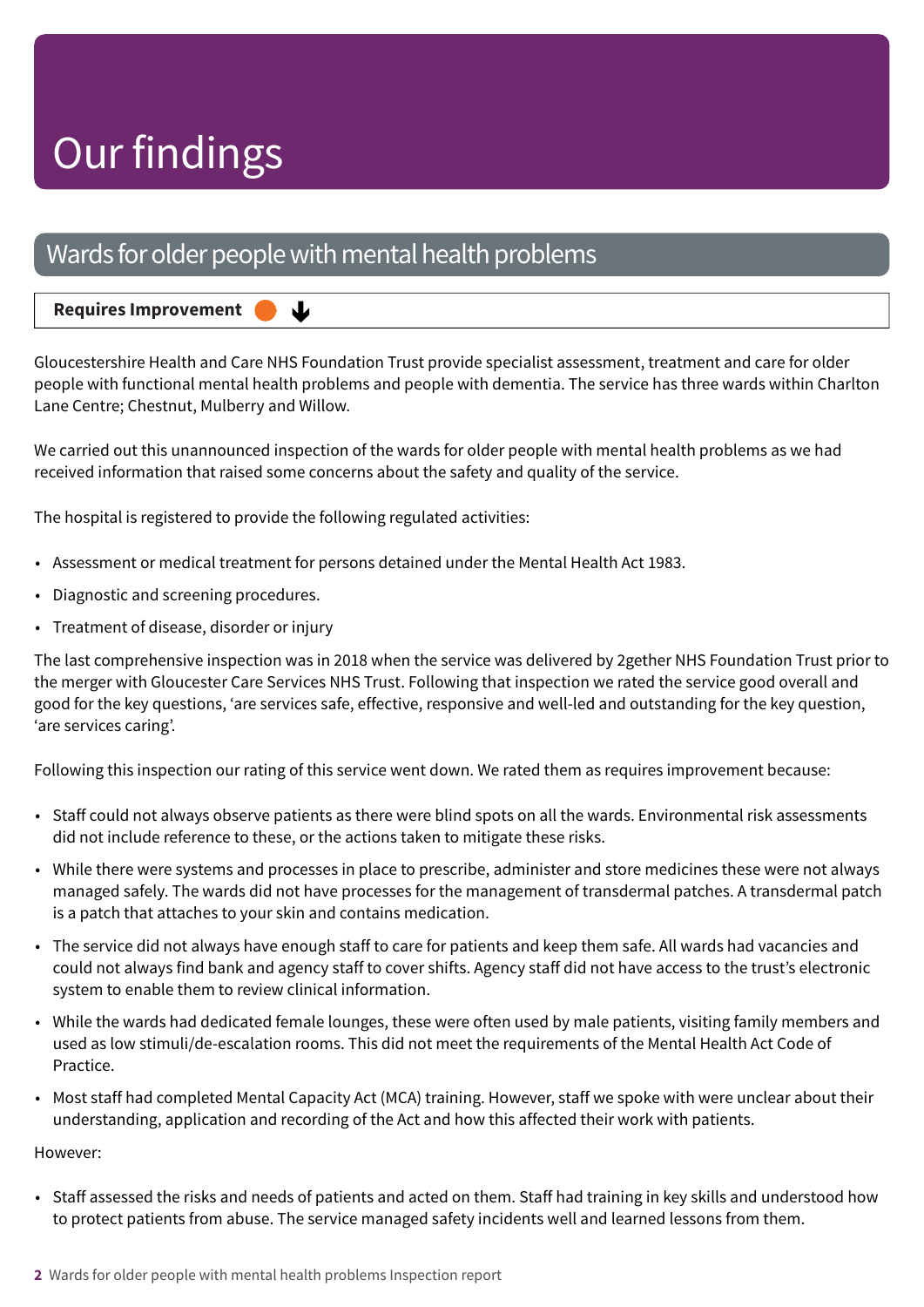# Our findings

## Wards for older people with mental health problems

**Requires Improvement** ⬤ ↓

Gloucestershire Health and Care NHS Foundation Trust provide specialist assessment, treatment and care for older people with functional mental health problems and people with dementia. The service has three wards within Charlton Lane Centre; Chestnut, Mulberry and Willow.

We carried out this unannounced inspection of the wards for older people with mental health problems as we had received information that raised some concerns about the safety and quality of the service.

The hospital is registered to provide the following regulated activities:

- Assessment or medical treatment for persons detained under the Mental Health Act 1983.
- Diagnostic and screening procedures.
- Treatment of disease, disorder or injury

The last comprehensive inspection was in 2018 when the service was delivered by 2gether NHS Foundation Trust prior to the merger with Gloucester Care Services NHS Trust. Following that inspection we rated the service good overall and good for the key questions, 'are services safe, effective, responsive and well-led and outstanding for the key question, 'are services caring'.

Following this inspection our rating of this service went down. We rated them as requires improvement because:

- Staff could not always observe patients as there were blind spots on all the wards. Environmental risk assessments did not include reference to these, or the actions taken to mitigate these risks.
- While there were systems and processes in place to prescribe, administer and store medicines these were not always managed safely. The wards did not have processes for the management of transdermal patches. A transdermal patch is a patch that attaches to your skin and contains medication.
- The service did not always have enough staff to care for patients and keep them safe. All wards had vacancies and could not always find bank and agency staff to cover shifts. Agency staff did not have access to the trust's electronic system to enable them to review clinical information.
- While the wards had dedicated female lounges, these were often used by male patients, visiting family members and used as low stimuli/de-escalation rooms. This did not meet the requirements of the Mental Health Act Code of Practice.
- Most staff had completed Mental Capacity Act (MCA) training. However, staff we spoke with were unclear about their understanding, application and recording of the Act and how this affected their work with patients.

However:

- Staff assessed the risks and needs of patients and acted on them. Staff had training in key skills and understood how to protect patients from abuse. The service managed safety incidents well and learned lessons from them.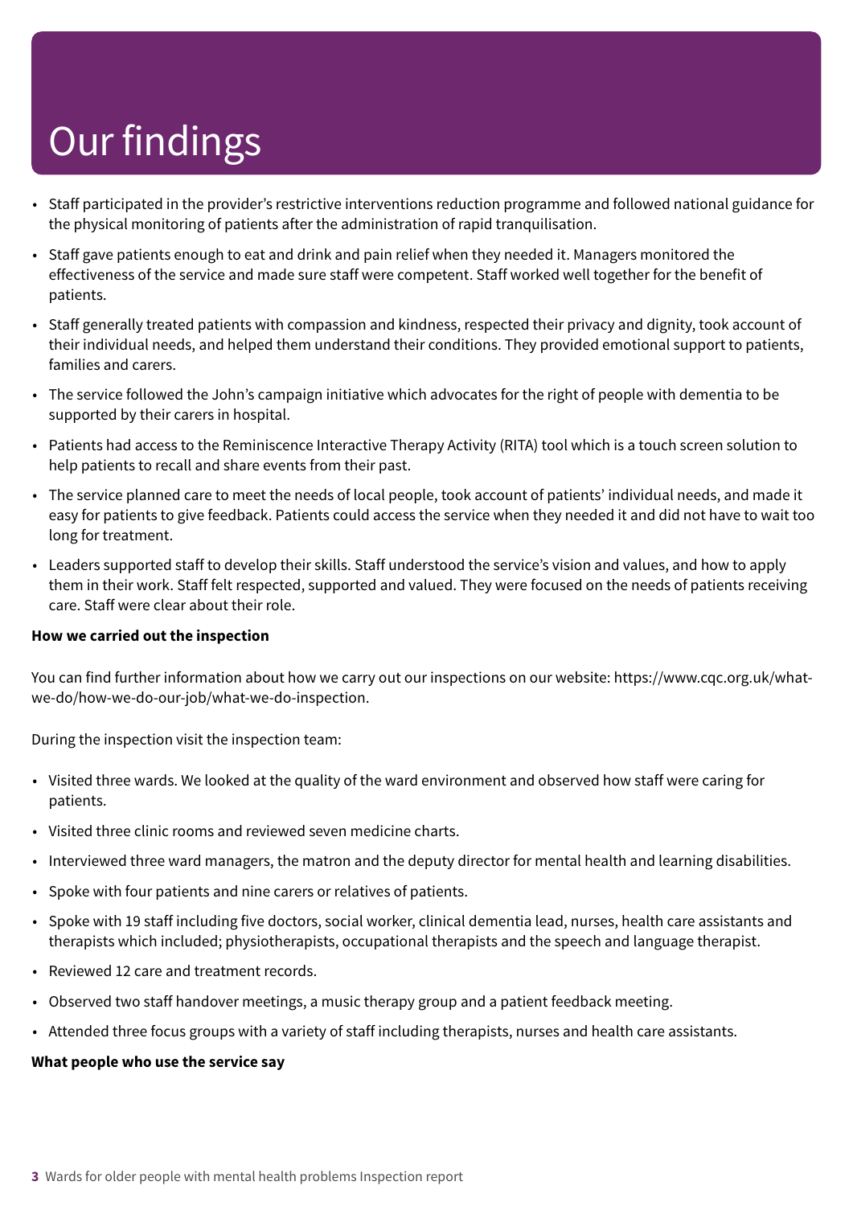# Our findings

- Staff participated in the provider's restrictive interventions reduction programme and followed national guidance for the physical monitoring of patients after the administration of rapid tranquilisation.
- Staff gave patients enough to eat and drink and pain relief when they needed it. Managers monitored the effectiveness of the service and made sure staff were competent. Staff worked well together for the benefit of patients.
- Staff generally treated patients with compassion and kindness, respected their privacy and dignity, took account of their individual needs, and helped them understand their conditions. They provided emotional support to patients, families and carers.
- The service followed the John's campaign initiative which advocates for the right of people with dementia to be supported by their carers in hospital.
- Patients had access to the Reminiscence Interactive Therapy Activity (RITA) tool which is a touch screen solution to help patients to recall and share events from their past.
- The service planned care to meet the needs of local people, took account of patients' individual needs, and made it easy for patients to give feedback. Patients could access the service when they needed it and did not have to wait too long for treatment.
- Leaders supported staff to develop their skills. Staff understood the service's vision and values, and how to apply them in their work. Staff felt respected, supported and valued. They were focused on the needs of patients receiving care. Staff were clear about their role.

**How we carried out the inspection**

You can find further information about how we carry out our inspections on our website: https://www.cqc.org.uk/what-we-do/how-we-do-our-job/what-we-do-inspection.

During the inspection visit the inspection team:

- Visited three wards. We looked at the quality of the ward environment and observed how staff were caring for patients.
- Visited three clinic rooms and reviewed seven medicine charts.
- Interviewed three ward managers, the matron and the deputy director for mental health and learning disabilities.
- Spoke with four patients and nine carers or relatives of patients.
- Spoke with 19 staff including five doctors, social worker, clinical dementia lead, nurses, health care assistants and therapists which included; physiotherapists, occupational therapists and the speech and language therapist.
- Reviewed 12 care and treatment records.
- Observed two staff handover meetings, a music therapy group and a patient feedback meeting.
- Attended three focus groups with a variety of staff including therapists, nurses and health care assistants.

**What people who use the service say**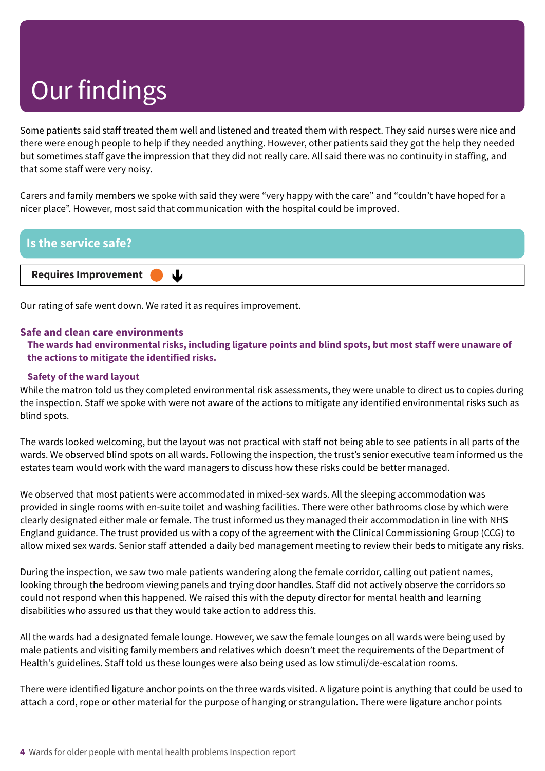# Our findings

Some patients said staff treated them well and listened and treated them with respect. They said nurses were nice and there were enough people to help if they needed anything. However, other patients said they got the help they needed but sometimes staff gave the impression that they did not really care. All said there was no continuity in staffing, and that some staff were very noisy.

Carers and family members we spoke with said they were "very happy with the care" and "couldn't have hoped for a nicer place". However, most said that communication with the hospital could be improved.

## Is the service safe?

**Requires Improvement** ↓

Our rating of safe went down. We rated it as requires improvement.

### Safe and clean care environments

**The wards had environmental risks, including ligature points and blind spots, but most staff were unaware of the actions to mitigate the identified risks.**

#### Safety of the ward layout

While the matron told us they completed environmental risk assessments, they were unable to direct us to copies during the inspection. Staff we spoke with were not aware of the actions to mitigate any identified environmental risks such as blind spots.

The wards looked welcoming, but the layout was not practical with staff not being able to see patients in all parts of the wards. We observed blind spots on all wards. Following the inspection, the trust's senior executive team informed us the estates team would work with the ward managers to discuss how these risks could be better managed.

We observed that most patients were accommodated in mixed-sex wards. All the sleeping accommodation was provided in single rooms with en-suite toilet and washing facilities. There were other bathrooms close by which were clearly designated either male or female. The trust informed us they managed their accommodation in line with NHS England guidance. The trust provided us with a copy of the agreement with the Clinical Commissioning Group (CCG) to allow mixed sex wards. Senior staff attended a daily bed management meeting to review their beds to mitigate any risks.

During the inspection, we saw two male patients wandering along the female corridor, calling out patient names, looking through the bedroom viewing panels and trying door handles. Staff did not actively observe the corridors so could not respond when this happened. We raised this with the deputy director for mental health and learning disabilities who assured us that they would take action to address this.

All the wards had a designated female lounge. However, we saw the female lounges on all wards were being used by male patients and visiting family members and relatives which doesn't meet the requirements of the Department of Health's guidelines. Staff told us these lounges were also being used as low stimuli/de-escalation rooms.

There were identified ligature anchor points on the three wards visited. A ligature point is anything that could be used to attach a cord, rope or other material for the purpose of hanging or strangulation. There were ligature anchor points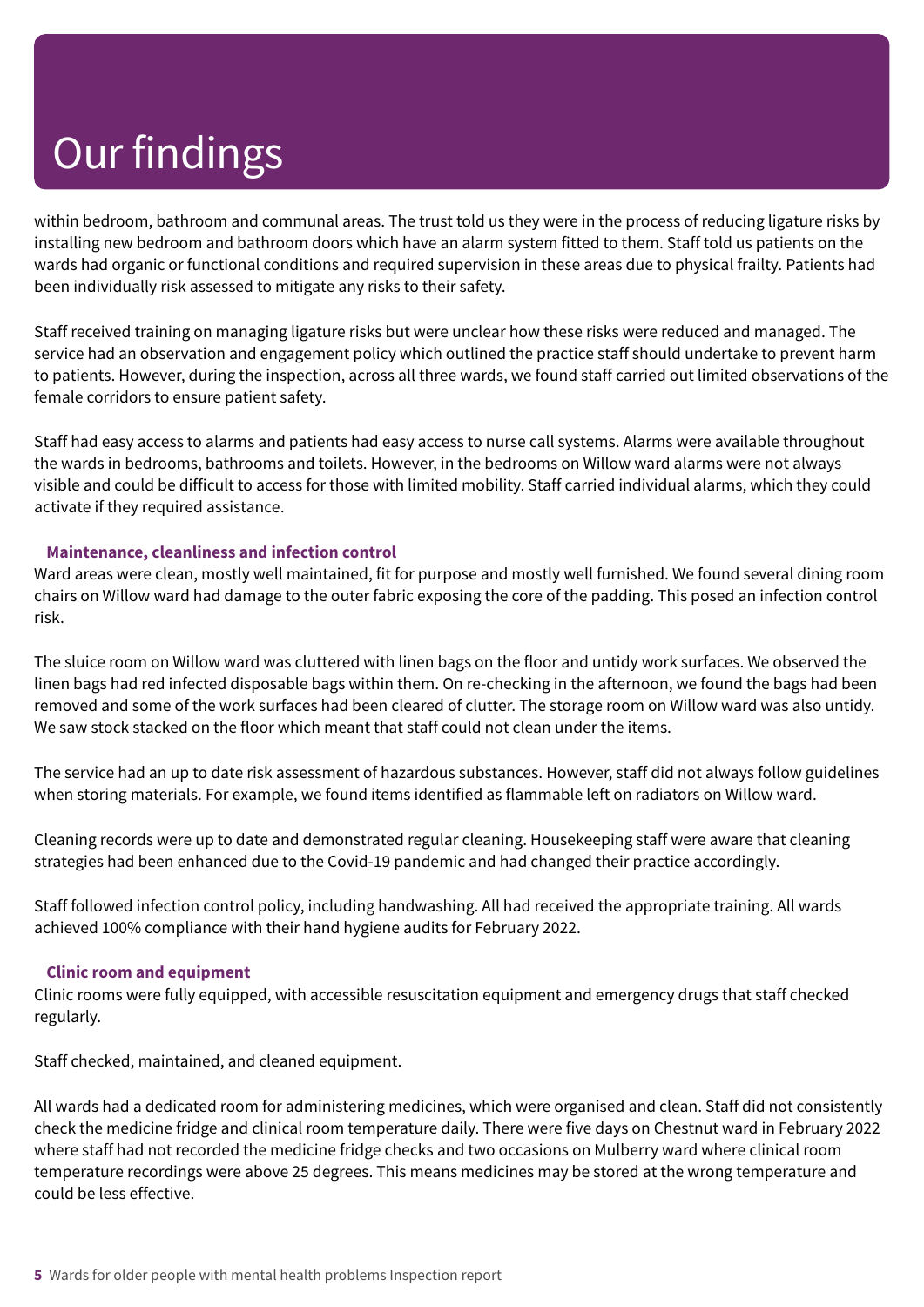# Our findings

within bedroom, bathroom and communal areas. The trust told us they were in the process of reducing ligature risks by installing new bedroom and bathroom doors which have an alarm system fitted to them. Staff told us patients on the wards had organic or functional conditions and required supervision in these areas due to physical frailty. Patients had been individually risk assessed to mitigate any risks to their safety.

Staff received training on managing ligature risks but were unclear how these risks were reduced and managed. The service had an observation and engagement policy which outlined the practice staff should undertake to prevent harm to patients. However, during the inspection, across all three wards, we found staff carried out limited observations of the female corridors to ensure patient safety.

Staff had easy access to alarms and patients had easy access to nurse call systems. Alarms were available throughout the wards in bedrooms, bathrooms and toilets. However, in the bedrooms on Willow ward alarms were not always visible and could be difficult to access for those with limited mobility. Staff carried individual alarms, which they could activate if they required assistance.

### Maintenance, cleanliness and infection control

Ward areas were clean, mostly well maintained, fit for purpose and mostly well furnished. We found several dining room chairs on Willow ward had damage to the outer fabric exposing the core of the padding. This posed an infection control risk.

The sluice room on Willow ward was cluttered with linen bags on the floor and untidy work surfaces. We observed the linen bags had red infected disposable bags within them. On re-checking in the afternoon, we found the bags had been removed and some of the work surfaces had been cleared of clutter. The storage room on Willow ward was also untidy. We saw stock stacked on the floor which meant that staff could not clean under the items.

The service had an up to date risk assessment of hazardous substances. However, staff did not always follow guidelines when storing materials. For example, we found items identified as flammable left on radiators on Willow ward.

Cleaning records were up to date and demonstrated regular cleaning. Housekeeping staff were aware that cleaning strategies had been enhanced due to the Covid-19 pandemic and had changed their practice accordingly.

Staff followed infection control policy, including handwashing. All had received the appropriate training. All wards achieved 100% compliance with their hand hygiene audits for February 2022.

### Clinic room and equipment

Clinic rooms were fully equipped, with accessible resuscitation equipment and emergency drugs that staff checked regularly.

Staff checked, maintained, and cleaned equipment.

All wards had a dedicated room for administering medicines, which were organised and clean. Staff did not consistently check the medicine fridge and clinical room temperature daily. There were five days on Chestnut ward in February 2022 where staff had not recorded the medicine fridge checks and two occasions on Mulberry ward where clinical room temperature recordings were above 25 degrees. This means medicines may be stored at the wrong temperature and could be less effective.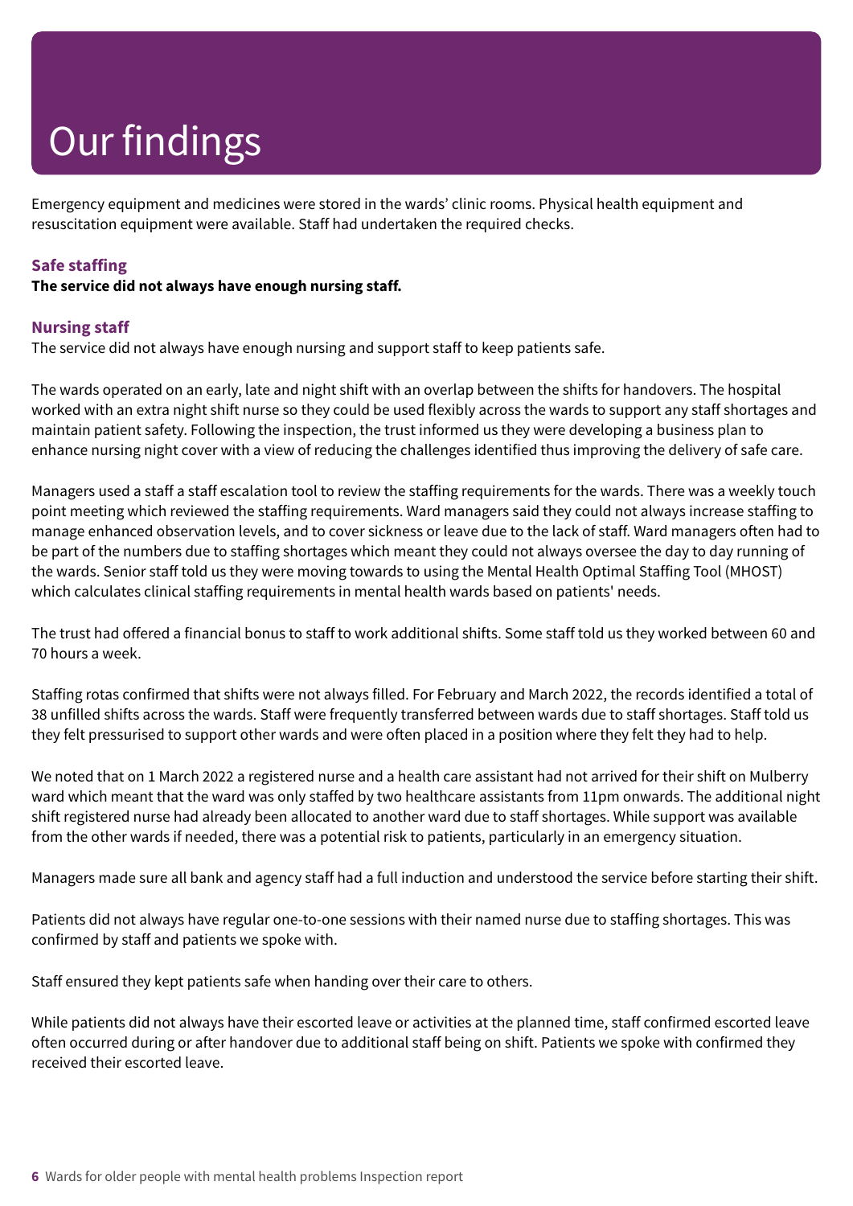# Our findings

Emergency equipment and medicines were stored in the wards' clinic rooms. Physical health equipment and resuscitation equipment were available. Staff had undertaken the required checks.

### Safe staffing

**The service did not always have enough nursing staff.**

### Nursing staff

The service did not always have enough nursing and support staff to keep patients safe.

The wards operated on an early, late and night shift with an overlap between the shifts for handovers. The hospital worked with an extra night shift nurse so they could be used flexibly across the wards to support any staff shortages and maintain patient safety. Following the inspection, the trust informed us they were developing a business plan to enhance nursing night cover with a view of reducing the challenges identified thus improving the delivery of safe care.

Managers used a staff a staff escalation tool to review the staffing requirements for the wards. There was a weekly touch point meeting which reviewed the staffing requirements. Ward managers said they could not always increase staffing to manage enhanced observation levels, and to cover sickness or leave due to the lack of staff. Ward managers often had to be part of the numbers due to staffing shortages which meant they could not always oversee the day to day running of the wards. Senior staff told us they were moving towards to using the Mental Health Optimal Staffing Tool (MHOST) which calculates clinical staffing requirements in mental health wards based on patients' needs.

The trust had offered a financial bonus to staff to work additional shifts. Some staff told us they worked between 60 and 70 hours a week.

Staffing rotas confirmed that shifts were not always filled. For February and March 2022, the records identified a total of 38 unfilled shifts across the wards. Staff were frequently transferred between wards due to staff shortages. Staff told us they felt pressurised to support other wards and were often placed in a position where they felt they had to help.

We noted that on 1 March 2022 a registered nurse and a health care assistant had not arrived for their shift on Mulberry ward which meant that the ward was only staffed by two healthcare assistants from 11pm onwards. The additional night shift registered nurse had already been allocated to another ward due to staff shortages. While support was available from the other wards if needed, there was a potential risk to patients, particularly in an emergency situation.

Managers made sure all bank and agency staff had a full induction and understood the service before starting their shift.

Patients did not always have regular one-to-one sessions with their named nurse due to staffing shortages. This was confirmed by staff and patients we spoke with.

Staff ensured they kept patients safe when handing over their care to others.

While patients did not always have their escorted leave or activities at the planned time, staff confirmed escorted leave often occurred during or after handover due to additional staff being on shift. Patients we spoke with confirmed they received their escorted leave.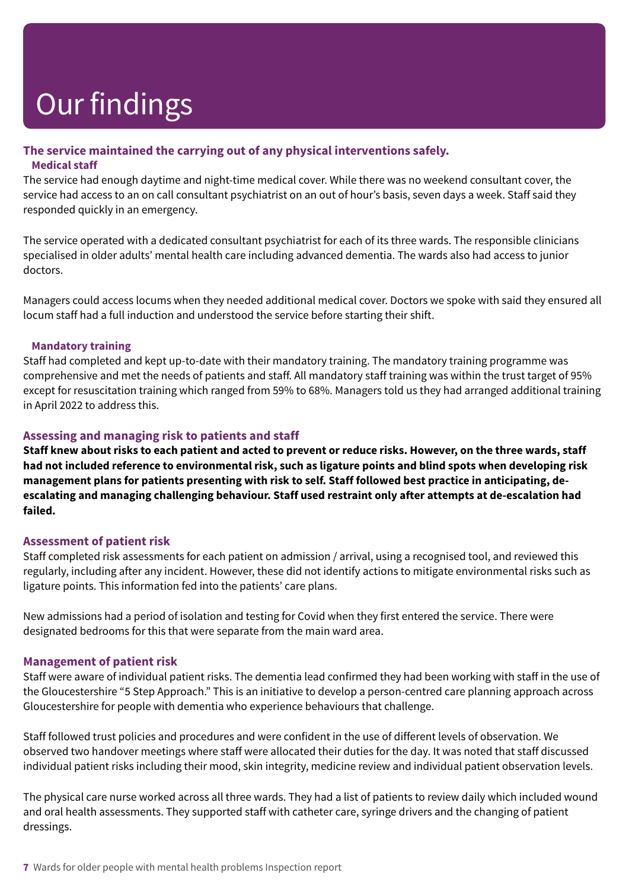# Our findings

**The service maintained the carrying out of any physical interventions safely.**

### Medical staff

The service had enough daytime and night-time medical cover. While there was no weekend consultant cover, the service had access to an on call consultant psychiatrist on an out of hour's basis, seven days a week. Staff said they responded quickly in an emergency.

The service operated with a dedicated consultant psychiatrist for each of its three wards. The responsible clinicians specialised in older adults' mental health care including advanced dementia. The wards also had access to junior doctors.

Managers could access locums when they needed additional medical cover. Doctors we spoke with said they ensured all locum staff had a full induction and understood the service before starting their shift.

### Mandatory training

Staff had completed and kept up-to-date with their mandatory training. The mandatory training programme was comprehensive and met the needs of patients and staff. All mandatory staff training was within the trust target of 95% except for resuscitation training which ranged from 59% to 68%. Managers told us they had arranged additional training in April 2022 to address this.

## Assessing and managing risk to patients and staff

**Staff knew about risks to each patient and acted to prevent or reduce risks. However, on the three wards, staff had not included reference to environmental risk, such as ligature points and blind spots when developing risk management plans for patients presenting with risk to self. Staff followed best practice in anticipating, de-escalating and managing challenging behaviour. Staff used restraint only after attempts at de-escalation had failed.**

### Assessment of patient risk

Staff completed risk assessments for each patient on admission / arrival, using a recognised tool, and reviewed this regularly, including after any incident. However, these did not identify actions to mitigate environmental risks such as ligature points. This information fed into the patients' care plans.

New admissions had a period of isolation and testing for Covid when they first entered the service. There were designated bedrooms for this that were separate from the main ward area.

### Management of patient risk

Staff were aware of individual patient risks. The dementia lead confirmed they had been working with staff in the use of the Gloucestershire "5 Step Approach." This is an initiative to develop a person-centred care planning approach across Gloucestershire for people with dementia who experience behaviours that challenge.

Staff followed trust policies and procedures and were confident in the use of different levels of observation. We observed two handover meetings where staff were allocated their duties for the day. It was noted that staff discussed individual patient risks including their mood, skin integrity, medicine review and individual patient observation levels.

The physical care nurse worked across all three wards. They had a list of patients to review daily which included wound and oral health assessments. They supported staff with catheter care, syringe drivers and the changing of patient dressings.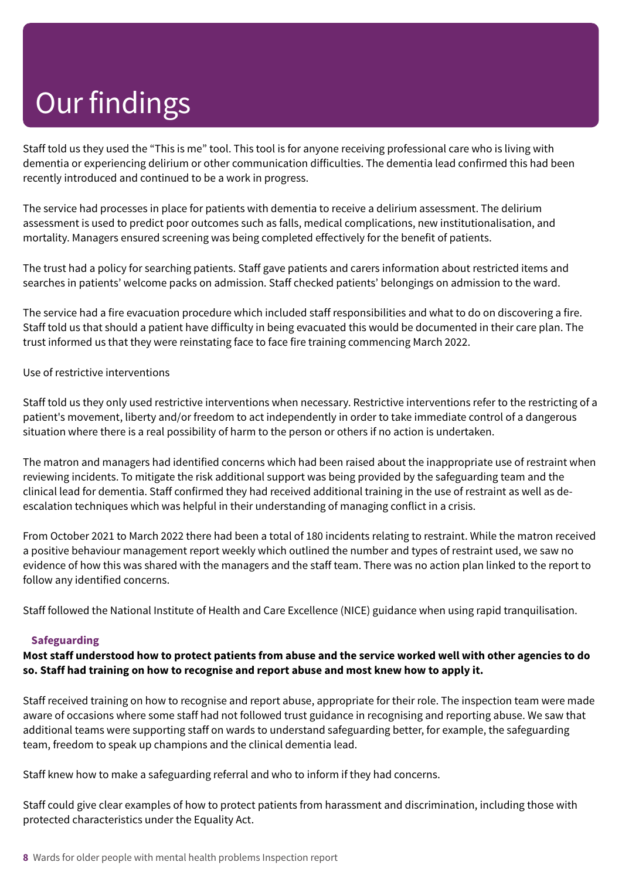# Our findings

Staff told us they used the "This is me" tool. This tool is for anyone receiving professional care who is living with dementia or experiencing delirium or other communication difficulties. The dementia lead confirmed this had been recently introduced and continued to be a work in progress.

The service had processes in place for patients with dementia to receive a delirium assessment. The delirium assessment is used to predict poor outcomes such as falls, medical complications, new institutionalisation, and mortality. Managers ensured screening was being completed effectively for the benefit of patients.

The trust had a policy for searching patients. Staff gave patients and carers information about restricted items and searches in patients' welcome packs on admission. Staff checked patients' belongings on admission to the ward.

The service had a fire evacuation procedure which included staff responsibilities and what to do on discovering a fire. Staff told us that should a patient have difficulty in being evacuated this would be documented in their care plan. The trust informed us that they were reinstating face to face fire training commencing March 2022.

Use of restrictive interventions

Staff told us they only used restrictive interventions when necessary. Restrictive interventions refer to the restricting of a patient's movement, liberty and/or freedom to act independently in order to take immediate control of a dangerous situation where there is a real possibility of harm to the person or others if no action is undertaken.

The matron and managers had identified concerns which had been raised about the inappropriate use of restraint when reviewing incidents. To mitigate the risk additional support was being provided by the safeguarding team and the clinical lead for dementia. Staff confirmed they had received additional training in the use of restraint as well as de-escalation techniques which was helpful in their understanding of managing conflict in a crisis.

From October 2021 to March 2022 there had been a total of 180 incidents relating to restraint. While the matron received a positive behaviour management report weekly which outlined the number and types of restraint used, we saw no evidence of how this was shared with the managers and the staff team. There was no action plan linked to the report to follow any identified concerns.

Staff followed the National Institute of Health and Care Excellence (NICE) guidance when using rapid tranquilisation.

### Safeguarding

**Most staff understood how to protect patients from abuse and the service worked well with other agencies to do so. Staff had training on how to recognise and report abuse and most knew how to apply it.**

Staff received training on how to recognise and report abuse, appropriate for their role. The inspection team were made aware of occasions where some staff had not followed trust guidance in recognising and reporting abuse. We saw that additional teams were supporting staff on wards to understand safeguarding better, for example, the safeguarding team, freedom to speak up champions and the clinical dementia lead.

Staff knew how to make a safeguarding referral and who to inform if they had concerns.

Staff could give clear examples of how to protect patients from harassment and discrimination, including those with protected characteristics under the Equality Act.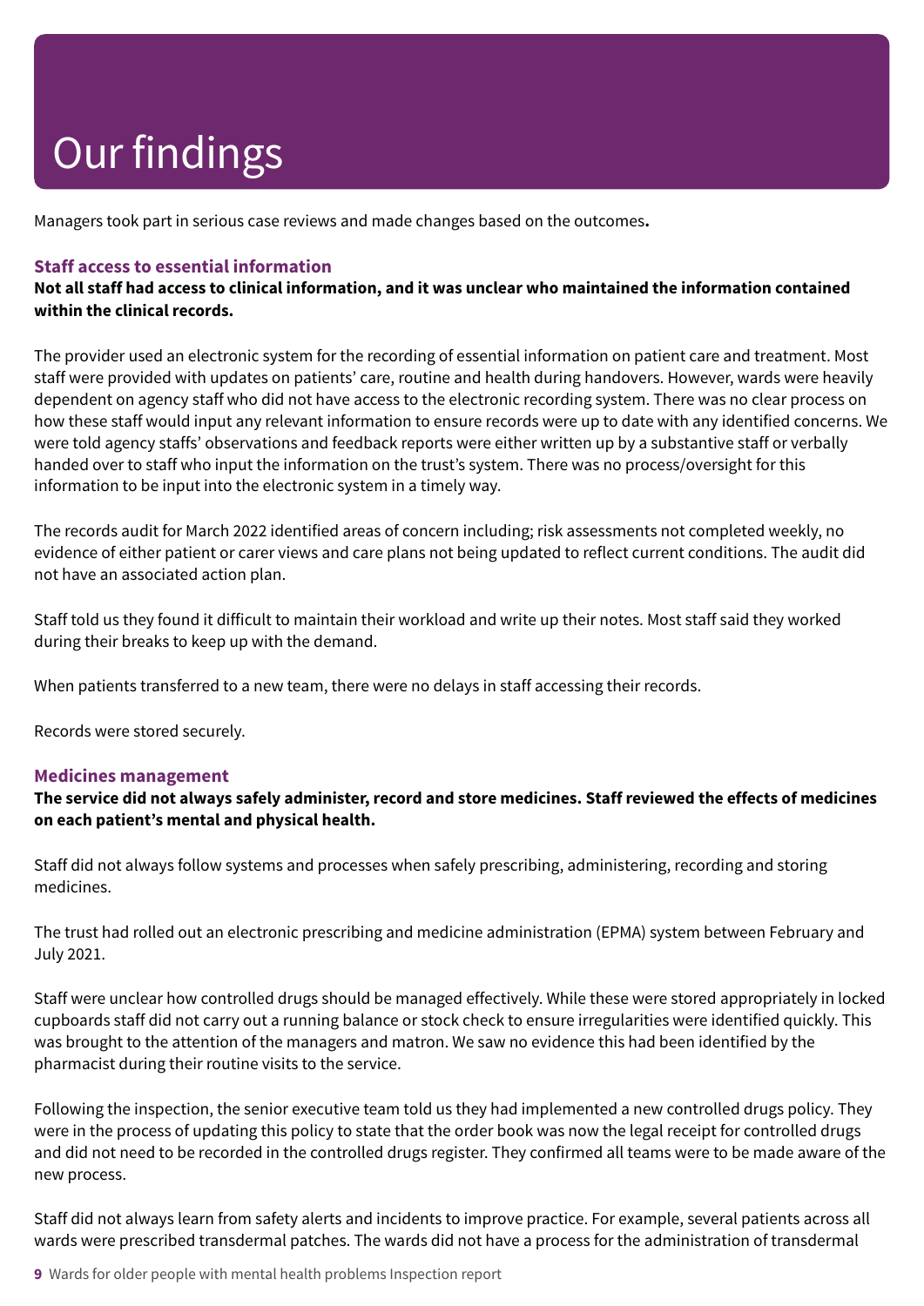# Our findings

Managers took part in serious case reviews and made changes based on the outcomes**.**

### Staff access to essential information

**Not all staff had access to clinical information, and it was unclear who maintained the information contained within the clinical records.**

The provider used an electronic system for the recording of essential information on patient care and treatment. Most staff were provided with updates on patients' care, routine and health during handovers. However, wards were heavily dependent on agency staff who did not have access to the electronic recording system. There was no clear process on how these staff would input any relevant information to ensure records were up to date with any identified concerns. We were told agency staffs' observations and feedback reports were either written up by a substantive staff or verbally handed over to staff who input the information on the trust's system. There was no process/oversight for this information to be input into the electronic system in a timely way.

The records audit for March 2022 identified areas of concern including; risk assessments not completed weekly, no evidence of either patient or carer views and care plans not being updated to reflect current conditions. The audit did not have an associated action plan.

Staff told us they found it difficult to maintain their workload and write up their notes. Most staff said they worked during their breaks to keep up with the demand.

When patients transferred to a new team, there were no delays in staff accessing their records.

Records were stored securely.

### Medicines management

**The service did not always safely administer, record and store medicines. Staff reviewed the effects of medicines on each patient's mental and physical health.**

Staff did not always follow systems and processes when safely prescribing, administering, recording and storing medicines.

The trust had rolled out an electronic prescribing and medicine administration (EPMA) system between February and July 2021.

Staff were unclear how controlled drugs should be managed effectively. While these were stored appropriately in locked cupboards staff did not carry out a running balance or stock check to ensure irregularities were identified quickly. This was brought to the attention of the managers and matron. We saw no evidence this had been identified by the pharmacist during their routine visits to the service.

Following the inspection, the senior executive team told us they had implemented a new controlled drugs policy. They were in the process of updating this policy to state that the order book was now the legal receipt for controlled drugs and did not need to be recorded in the controlled drugs register. They confirmed all teams were to be made aware of the new process.

Staff did not always learn from safety alerts and incidents to improve practice. For example, several patients across all wards were prescribed transdermal patches. The wards did not have a process for the administration of transdermal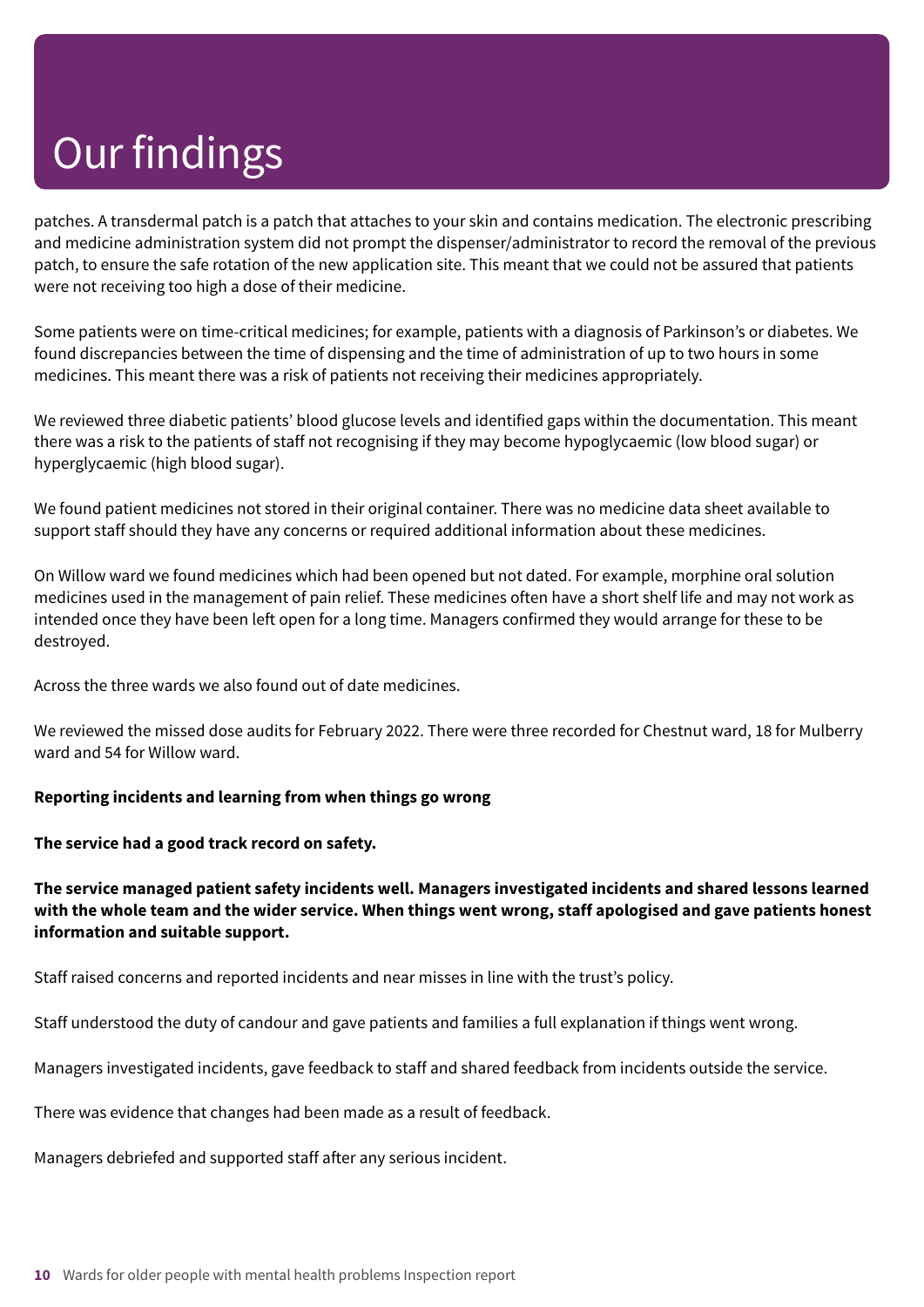# Our findings

patches. A transdermal patch is a patch that attaches to your skin and contains medication. The electronic prescribing and medicine administration system did not prompt the dispenser/administrator to record the removal of the previous patch, to ensure the safe rotation of the new application site. This meant that we could not be assured that patients were not receiving too high a dose of their medicine.

Some patients were on time-critical medicines; for example, patients with a diagnosis of Parkinson's or diabetes. We found discrepancies between the time of dispensing and the time of administration of up to two hours in some medicines. This meant there was a risk of patients not receiving their medicines appropriately.

We reviewed three diabetic patients' blood glucose levels and identified gaps within the documentation. This meant there was a risk to the patients of staff not recognising if they may become hypoglycaemic (low blood sugar) or hyperglycaemic (high blood sugar).

We found patient medicines not stored in their original container. There was no medicine data sheet available to support staff should they have any concerns or required additional information about these medicines.

On Willow ward we found medicines which had been opened but not dated. For example, morphine oral solution medicines used in the management of pain relief. These medicines often have a short shelf life and may not work as intended once they have been left open for a long time. Managers confirmed they would arrange for these to be destroyed.

Across the three wards we also found out of date medicines.

We reviewed the missed dose audits for February 2022. There were three recorded for Chestnut ward, 18 for Mulberry ward and 54 for Willow ward.

**Reporting incidents and learning from when things go wrong**

**The service had a good track record on safety.**

**The service managed patient safety incidents well. Managers investigated incidents and shared lessons learned with the whole team and the wider service. When things went wrong, staff apologised and gave patients honest information and suitable support.**

Staff raised concerns and reported incidents and near misses in line with the trust's policy.

Staff understood the duty of candour and gave patients and families a full explanation if things went wrong.

Managers investigated incidents, gave feedback to staff and shared feedback from incidents outside the service.

There was evidence that changes had been made as a result of feedback.

Managers debriefed and supported staff after any serious incident.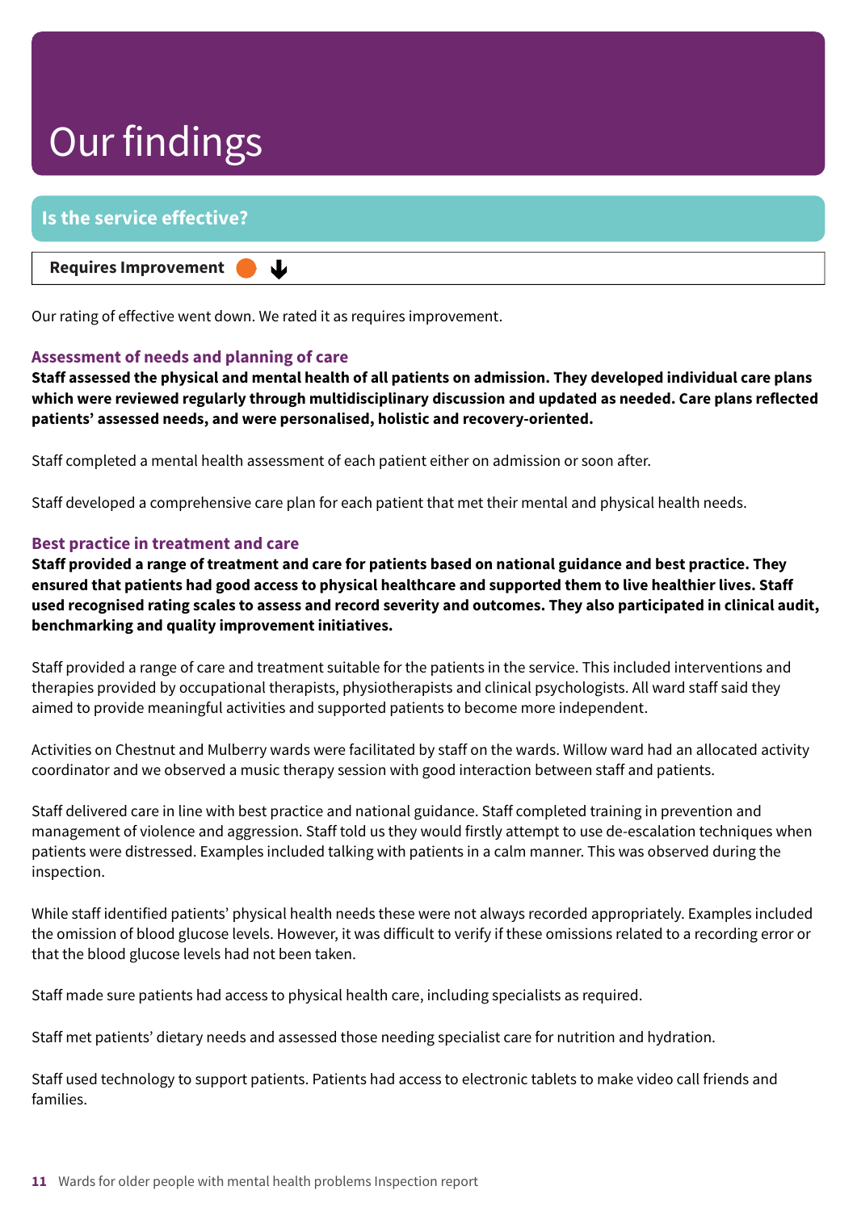# Our findings

## Is the service effective?

**Requires Improvement** ⬇

Our rating of effective went down. We rated it as requires improvement.

### Assessment of needs and planning of care

**Staff assessed the physical and mental health of all patients on admission. They developed individual care plans which were reviewed regularly through multidisciplinary discussion and updated as needed. Care plans reflected patients' assessed needs, and were personalised, holistic and recovery-oriented.**

Staff completed a mental health assessment of each patient either on admission or soon after.

Staff developed a comprehensive care plan for each patient that met their mental and physical health needs.

### Best practice in treatment and care

**Staff provided a range of treatment and care for patients based on national guidance and best practice. They ensured that patients had good access to physical healthcare and supported them to live healthier lives. Staff used recognised rating scales to assess and record severity and outcomes. They also participated in clinical audit, benchmarking and quality improvement initiatives.**

Staff provided a range of care and treatment suitable for the patients in the service. This included interventions and therapies provided by occupational therapists, physiotherapists and clinical psychologists. All ward staff said they aimed to provide meaningful activities and supported patients to become more independent.

Activities on Chestnut and Mulberry wards were facilitated by staff on the wards. Willow ward had an allocated activity coordinator and we observed a music therapy session with good interaction between staff and patients.

Staff delivered care in line with best practice and national guidance. Staff completed training in prevention and management of violence and aggression. Staff told us they would firstly attempt to use de-escalation techniques when patients were distressed. Examples included talking with patients in a calm manner. This was observed during the inspection.

While staff identified patients' physical health needs these were not always recorded appropriately. Examples included the omission of blood glucose levels. However, it was difficult to verify if these omissions related to a recording error or that the blood glucose levels had not been taken.

Staff made sure patients had access to physical health care, including specialists as required.

Staff met patients' dietary needs and assessed those needing specialist care for nutrition and hydration.

Staff used technology to support patients. Patients had access to electronic tablets to make video call friends and families.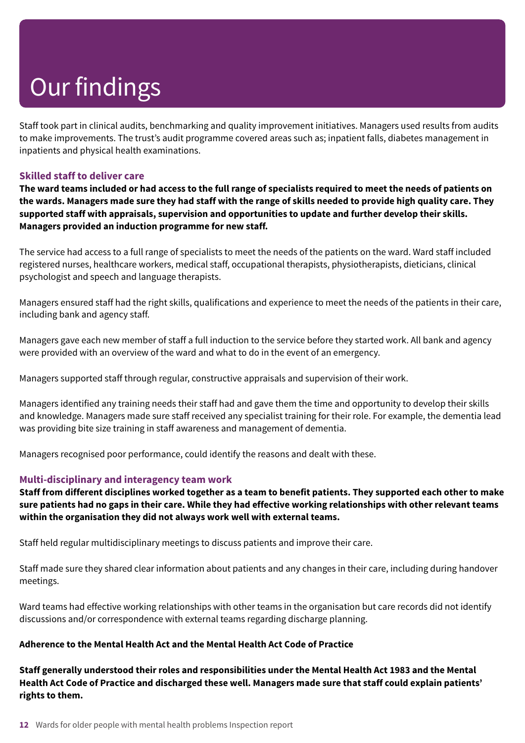# Our findings

Staff took part in clinical audits, benchmarking and quality improvement initiatives. Managers used results from audits to make improvements. The trust's audit programme covered areas such as; inpatient falls, diabetes management in inpatients and physical health examinations.

### Skilled staff to deliver care

**The ward teams included or had access to the full range of specialists required to meet the needs of patients on the wards. Managers made sure they had staff with the range of skills needed to provide high quality care. They supported staff with appraisals, supervision and opportunities to update and further develop their skills. Managers provided an induction programme for new staff.**

The service had access to a full range of specialists to meet the needs of the patients on the ward. Ward staff included registered nurses, healthcare workers, medical staff, occupational therapists, physiotherapists, dieticians, clinical psychologist and speech and language therapists.

Managers ensured staff had the right skills, qualifications and experience to meet the needs of the patients in their care, including bank and agency staff.

Managers gave each new member of staff a full induction to the service before they started work. All bank and agency were provided with an overview of the ward and what to do in the event of an emergency.

Managers supported staff through regular, constructive appraisals and supervision of their work.

Managers identified any training needs their staff had and gave them the time and opportunity to develop their skills and knowledge. Managers made sure staff received any specialist training for their role. For example, the dementia lead was providing bite size training in staff awareness and management of dementia.

Managers recognised poor performance, could identify the reasons and dealt with these.

### Multi-disciplinary and interagency team work

**Staff from different disciplines worked together as a team to benefit patients. They supported each other to make sure patients had no gaps in their care. While they had effective working relationships with other relevant teams within the organisation they did not always work well with external teams.**

Staff held regular multidisciplinary meetings to discuss patients and improve their care.

Staff made sure they shared clear information about patients and any changes in their care, including during handover meetings.

Ward teams had effective working relationships with other teams in the organisation but care records did not identify discussions and/or correspondence with external teams regarding discharge planning.

**Adherence to the Mental Health Act and the Mental Health Act Code of Practice**

**Staff generally understood their roles and responsibilities under the Mental Health Act 1983 and the Mental Health Act Code of Practice and discharged these well. Managers made sure that staff could explain patients' rights to them.**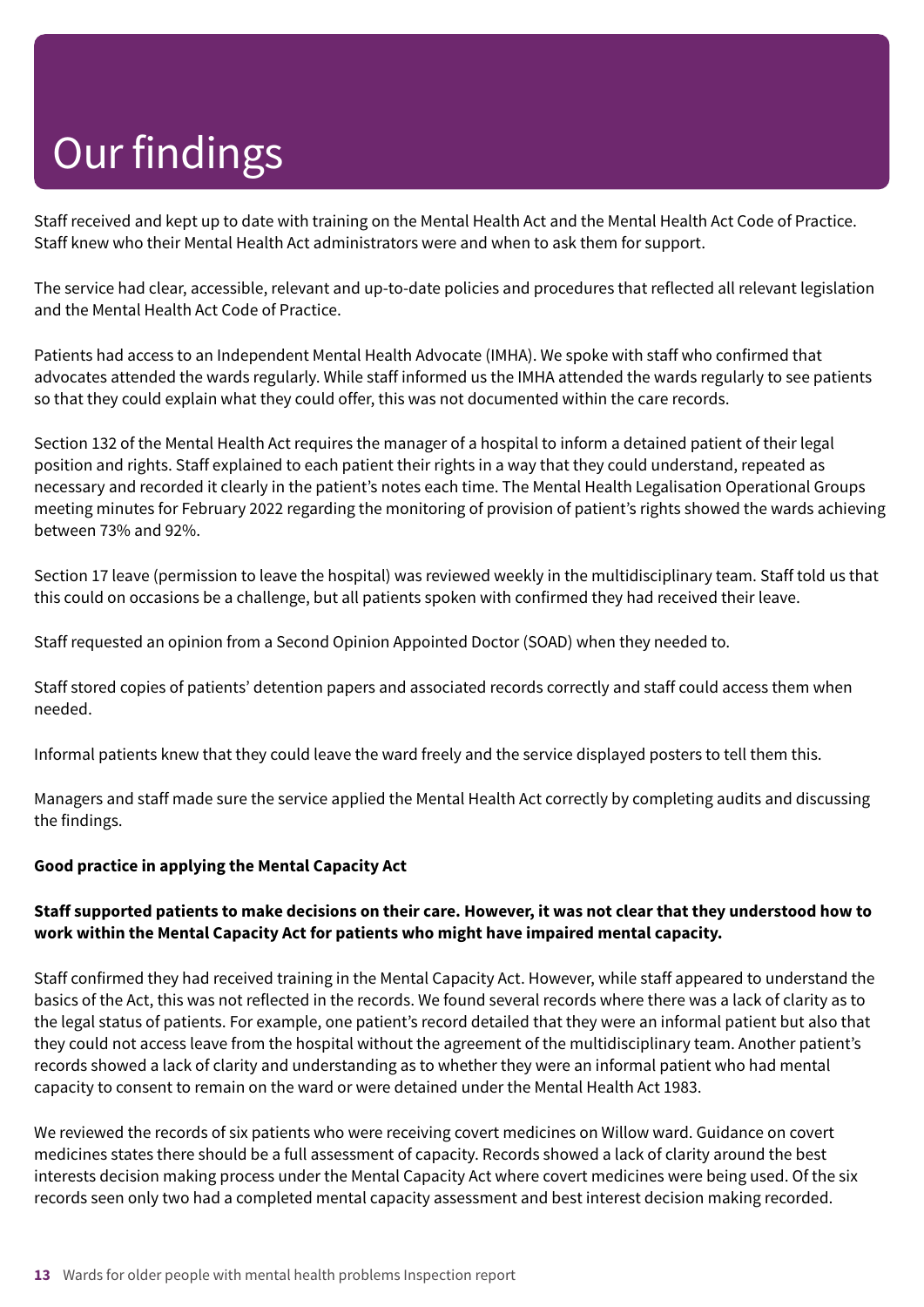# Our findings

Staff received and kept up to date with training on the Mental Health Act and the Mental Health Act Code of Practice. Staff knew who their Mental Health Act administrators were and when to ask them for support.

The service had clear, accessible, relevant and up-to-date policies and procedures that reflected all relevant legislation and the Mental Health Act Code of Practice.

Patients had access to an Independent Mental Health Advocate (IMHA). We spoke with staff who confirmed that advocates attended the wards regularly. While staff informed us the IMHA attended the wards regularly to see patients so that they could explain what they could offer, this was not documented within the care records.

Section 132 of the Mental Health Act requires the manager of a hospital to inform a detained patient of their legal position and rights. Staff explained to each patient their rights in a way that they could understand, repeated as necessary and recorded it clearly in the patient's notes each time. The Mental Health Legalisation Operational Groups meeting minutes for February 2022 regarding the monitoring of provision of patient's rights showed the wards achieving between 73% and 92%.

Section 17 leave (permission to leave the hospital) was reviewed weekly in the multidisciplinary team. Staff told us that this could on occasions be a challenge, but all patients spoken with confirmed they had received their leave.

Staff requested an opinion from a Second Opinion Appointed Doctor (SOAD) when they needed to.

Staff stored copies of patients' detention papers and associated records correctly and staff could access them when needed.

Informal patients knew that they could leave the ward freely and the service displayed posters to tell them this.

Managers and staff made sure the service applied the Mental Health Act correctly by completing audits and discussing the findings.

**Good practice in applying the Mental Capacity Act**

**Staff supported patients to make decisions on their care. However, it was not clear that they understood how to work within the Mental Capacity Act for patients who might have impaired mental capacity.**

Staff confirmed they had received training in the Mental Capacity Act. However, while staff appeared to understand the basics of the Act, this was not reflected in the records. We found several records where there was a lack of clarity as to the legal status of patients. For example, one patient's record detailed that they were an informal patient but also that they could not access leave from the hospital without the agreement of the multidisciplinary team. Another patient's records showed a lack of clarity and understanding as to whether they were an informal patient who had mental capacity to consent to remain on the ward or were detained under the Mental Health Act 1983.

We reviewed the records of six patients who were receiving covert medicines on Willow ward. Guidance on covert medicines states there should be a full assessment of capacity. Records showed a lack of clarity around the best interests decision making process under the Mental Capacity Act where covert medicines were being used. Of the six records seen only two had a completed mental capacity assessment and best interest decision making recorded.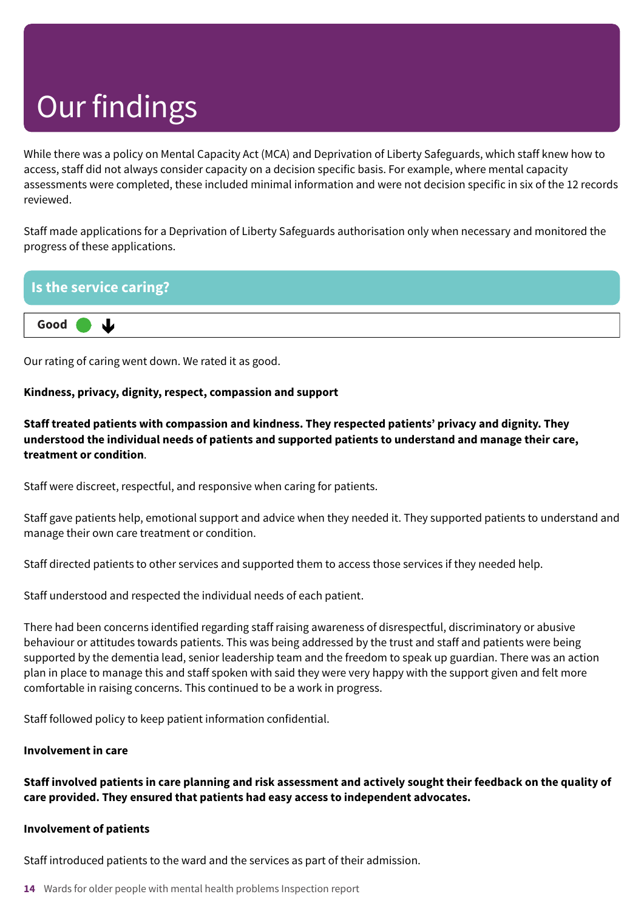# Our findings

While there was a policy on Mental Capacity Act (MCA) and Deprivation of Liberty Safeguards, which staff knew how to access, staff did not always consider capacity on a decision specific basis. For example, where mental capacity assessments were completed, these included minimal information and were not decision specific in six of the 12 records reviewed.

Staff made applications for a Deprivation of Liberty Safeguards authorisation only when necessary and monitored the progress of these applications.

## Is the service caring?

**Good** ↓

Our rating of caring went down. We rated it as good.

**Kindness, privacy, dignity, respect, compassion and support**

**Staff treated patients with compassion and kindness. They respected patients' privacy and dignity. They understood the individual needs of patients and supported patients to understand and manage their care, treatment or condition**.

Staff were discreet, respectful, and responsive when caring for patients.

Staff gave patients help, emotional support and advice when they needed it. They supported patients to understand and manage their own care treatment or condition.

Staff directed patients to other services and supported them to access those services if they needed help.

Staff understood and respected the individual needs of each patient.

There had been concerns identified regarding staff raising awareness of disrespectful, discriminatory or abusive behaviour or attitudes towards patients. This was being addressed by the trust and staff and patients were being supported by the dementia lead, senior leadership team and the freedom to speak up guardian. There was an action plan in place to manage this and staff spoken with said they were very happy with the support given and felt more comfortable in raising concerns. This continued to be a work in progress.

Staff followed policy to keep patient information confidential.

**Involvement in care**

**Staff involved patients in care planning and risk assessment and actively sought their feedback on the quality of care provided. They ensured that patients had easy access to independent advocates.**

**Involvement of patients**

Staff introduced patients to the ward and the services as part of their admission.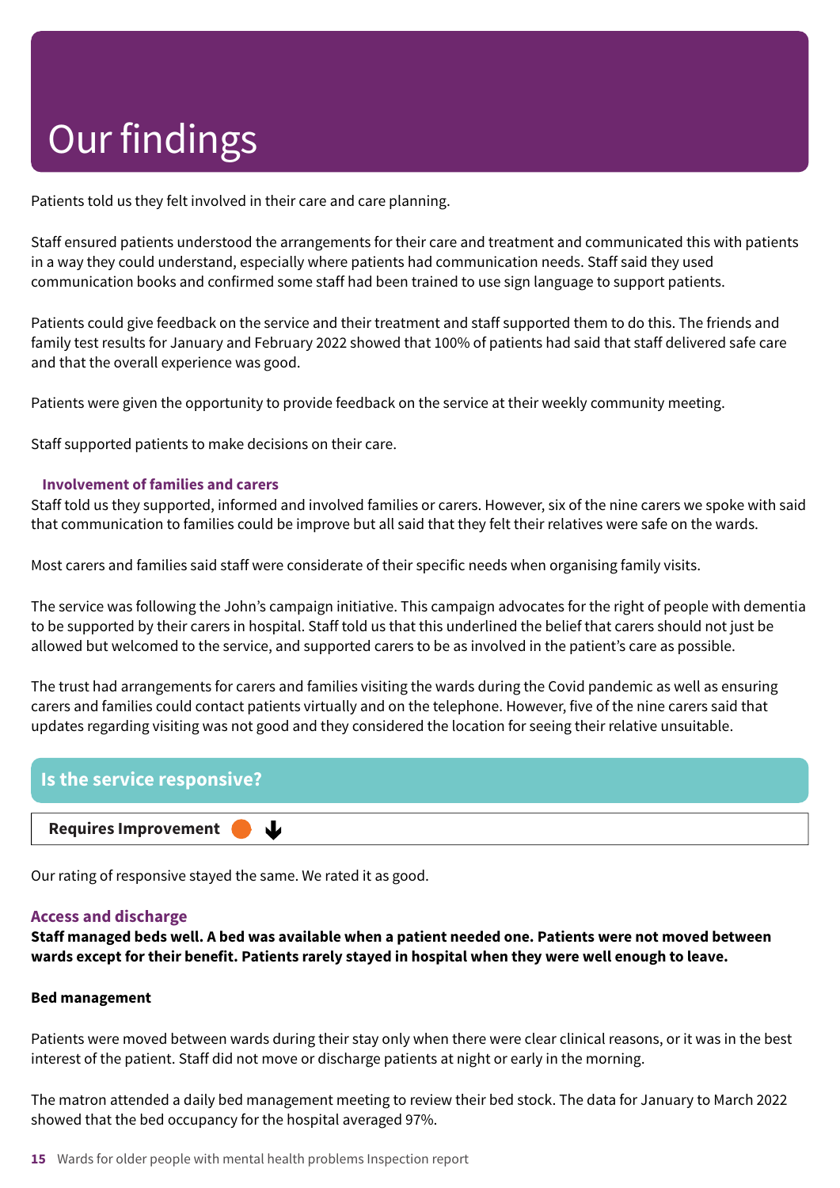# Our findings

Patients told us they felt involved in their care and care planning.

Staff ensured patients understood the arrangements for their care and treatment and communicated this with patients in a way they could understand, especially where patients had communication needs. Staff said they used communication books and confirmed some staff had been trained to use sign language to support patients.

Patients could give feedback on the service and their treatment and staff supported them to do this. The friends and family test results for January and February 2022 showed that 100% of patients had said that staff delivered safe care and that the overall experience was good.

Patients were given the opportunity to provide feedback on the service at their weekly community meeting.

Staff supported patients to make decisions on their care.

### Involvement of families and carers

Staff told us they supported, informed and involved families or carers. However, six of the nine carers we spoke with said that communication to families could be improve but all said that they felt their relatives were safe on the wards.

Most carers and families said staff were considerate of their specific needs when organising family visits.

The service was following the John's campaign initiative. This campaign advocates for the right of people with dementia to be supported by their carers in hospital. Staff told us that this underlined the belief that carers should not just be allowed but welcomed to the service, and supported carers to be as involved in the patient's care as possible.

The trust had arrangements for carers and families visiting the wards during the Covid pandemic as well as ensuring carers and families could contact patients virtually and on the telephone. However, five of the nine carers said that updates regarding visiting was not good and they considered the location for seeing their relative unsuitable.

## Is the service responsive?

**Requires Improvement** ↓

Our rating of responsive stayed the same. We rated it as good.

### Access and discharge

**Staff managed beds well. A bed was available when a patient needed one. Patients were not moved between wards except for their benefit. Patients rarely stayed in hospital when they were well enough to leave.**

**Bed management**

Patients were moved between wards during their stay only when there were clear clinical reasons, or it was in the best interest of the patient. Staff did not move or discharge patients at night or early in the morning.

The matron attended a daily bed management meeting to review their bed stock. The data for January to March 2022 showed that the bed occupancy for the hospital averaged 97%.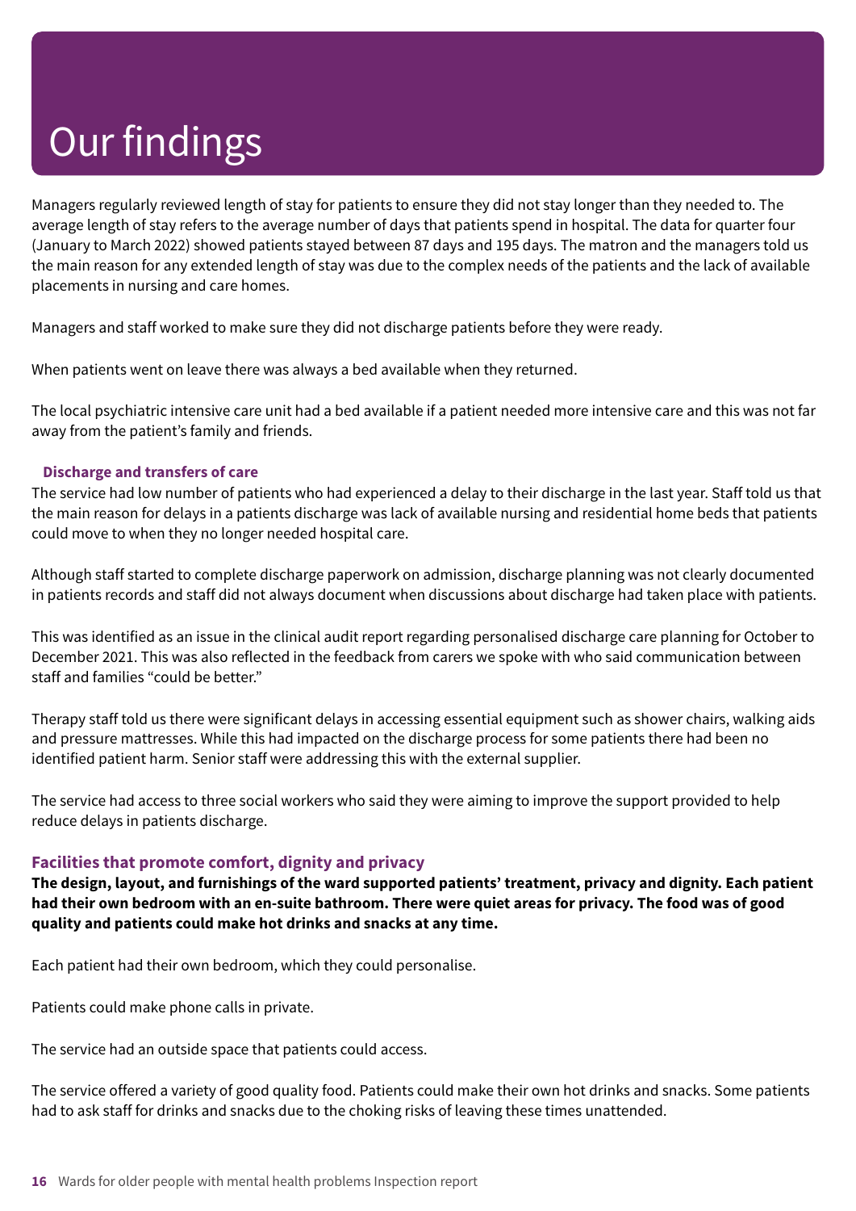# Our findings

Managers regularly reviewed length of stay for patients to ensure they did not stay longer than they needed to. The average length of stay refers to the average number of days that patients spend in hospital. The data for quarter four (January to March 2022) showed patients stayed between 87 days and 195 days. The matron and the managers told us the main reason for any extended length of stay was due to the complex needs of the patients and the lack of available placements in nursing and care homes.

Managers and staff worked to make sure they did not discharge patients before they were ready.

When patients went on leave there was always a bed available when they returned.

The local psychiatric intensive care unit had a bed available if a patient needed more intensive care and this was not far away from the patient's family and friends.

### Discharge and transfers of care

The service had low number of patients who had experienced a delay to their discharge in the last year. Staff told us that the main reason for delays in a patients discharge was lack of available nursing and residential home beds that patients could move to when they no longer needed hospital care.

Although staff started to complete discharge paperwork on admission, discharge planning was not clearly documented in patients records and staff did not always document when discussions about discharge had taken place with patients.

This was identified as an issue in the clinical audit report regarding personalised discharge care planning for October to December 2021. This was also reflected in the feedback from carers we spoke with who said communication between staff and families "could be better."

Therapy staff told us there were significant delays in accessing essential equipment such as shower chairs, walking aids and pressure mattresses. While this had impacted on the discharge process for some patients there had been no identified patient harm. Senior staff were addressing this with the external supplier.

The service had access to three social workers who said they were aiming to improve the support provided to help reduce delays in patients discharge.

## Facilities that promote comfort, dignity and privacy

**The design, layout, and furnishings of the ward supported patients' treatment, privacy and dignity. Each patient had their own bedroom with an en-suite bathroom. There were quiet areas for privacy. The food was of good quality and patients could make hot drinks and snacks at any time.**

Each patient had their own bedroom, which they could personalise.

Patients could make phone calls in private.

The service had an outside space that patients could access.

The service offered a variety of good quality food. Patients could make their own hot drinks and snacks. Some patients had to ask staff for drinks and snacks due to the choking risks of leaving these times unattended.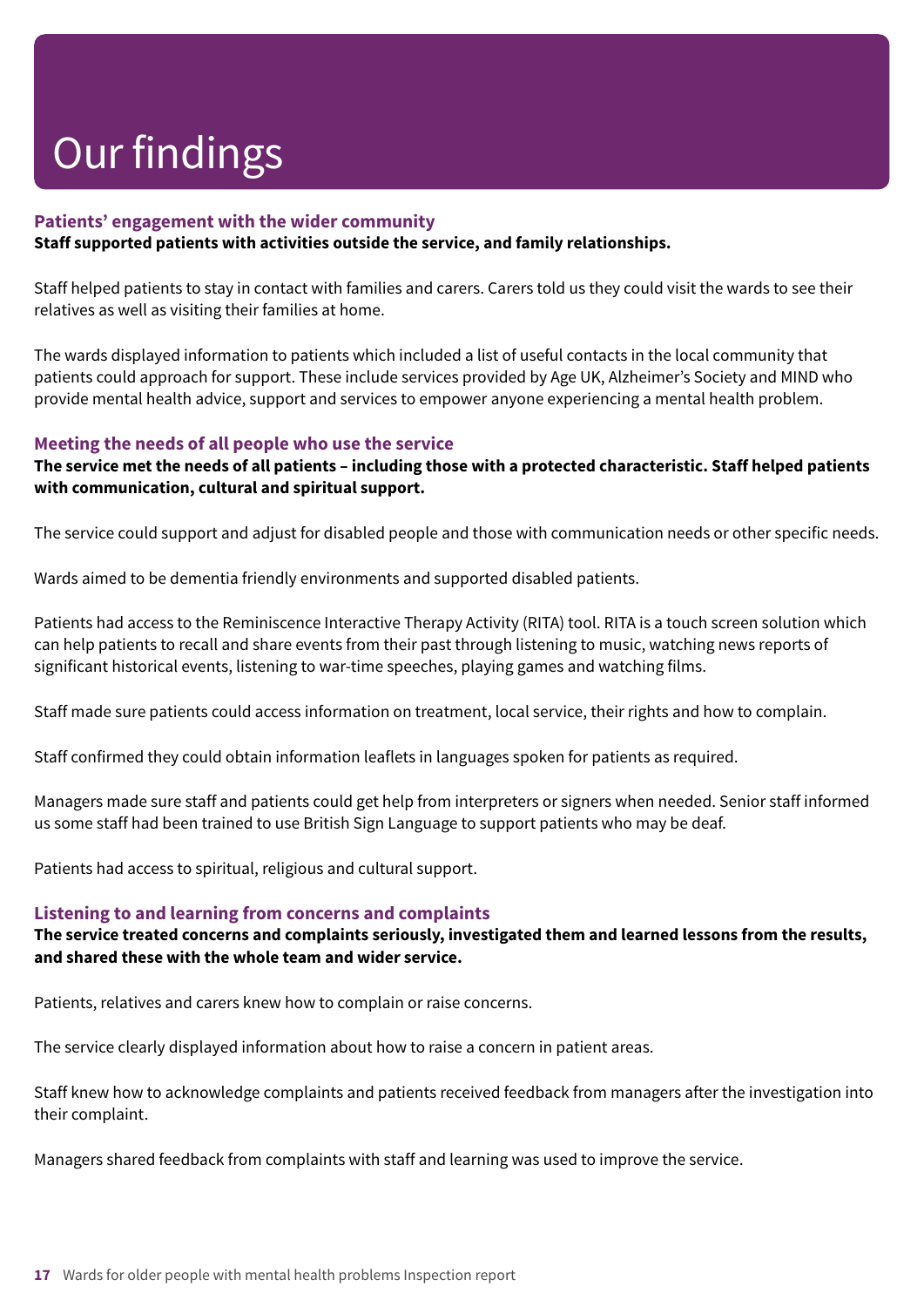# Our findings

### Patients' engagement with the wider community

**Staff supported patients with activities outside the service, and family relationships.**

Staff helped patients to stay in contact with families and carers. Carers told us they could visit the wards to see their relatives as well as visiting their families at home.

The wards displayed information to patients which included a list of useful contacts in the local community that patients could approach for support. These include services provided by Age UK, Alzheimer's Society and MIND who provide mental health advice, support and services to empower anyone experiencing a mental health problem.

### Meeting the needs of all people who use the service

**The service met the needs of all patients – including those with a protected characteristic. Staff helped patients with communication, cultural and spiritual support.**

The service could support and adjust for disabled people and those with communication needs or other specific needs.

Wards aimed to be dementia friendly environments and supported disabled patients.

Patients had access to the Reminiscence Interactive Therapy Activity (RITA) tool. RITA is a touch screen solution which can help patients to recall and share events from their past through listening to music, watching news reports of significant historical events, listening to war-time speeches, playing games and watching films.

Staff made sure patients could access information on treatment, local service, their rights and how to complain.

Staff confirmed they could obtain information leaflets in languages spoken for patients as required.

Managers made sure staff and patients could get help from interpreters or signers when needed. Senior staff informed us some staff had been trained to use British Sign Language to support patients who may be deaf.

Patients had access to spiritual, religious and cultural support.

### Listening to and learning from concerns and complaints

**The service treated concerns and complaints seriously, investigated them and learned lessons from the results, and shared these with the whole team and wider service.**

Patients, relatives and carers knew how to complain or raise concerns.

The service clearly displayed information about how to raise a concern in patient areas.

Staff knew how to acknowledge complaints and patients received feedback from managers after the investigation into their complaint.

Managers shared feedback from complaints with staff and learning was used to improve the service.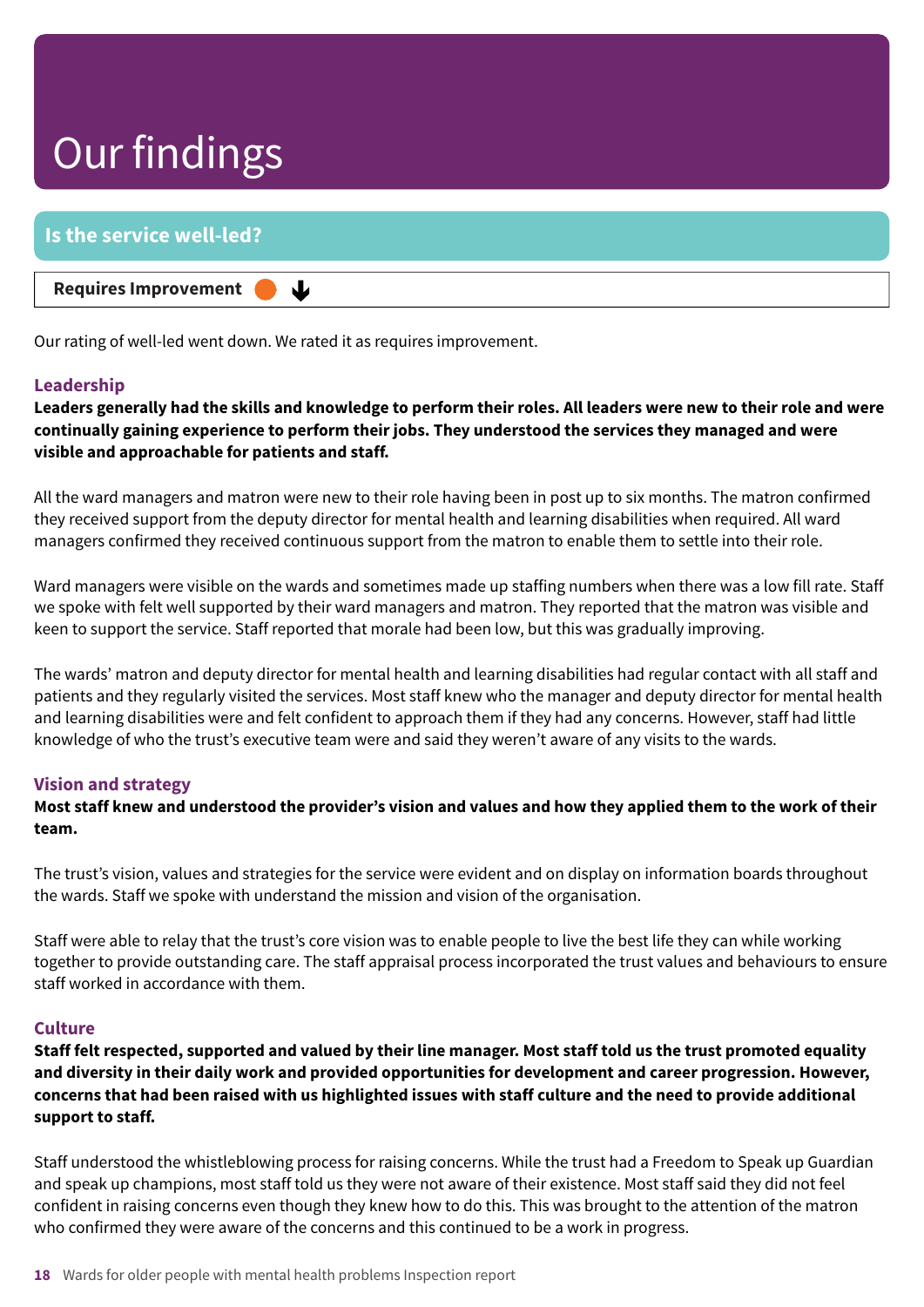# Our findings

## Is the service well-led?

**Requires Improvement** ⬇

Our rating of well-led went down. We rated it as requires improvement.

### Leadership

**Leaders generally had the skills and knowledge to perform their roles. All leaders were new to their role and were continually gaining experience to perform their jobs. They understood the services they managed and were visible and approachable for patients and staff.**

All the ward managers and matron were new to their role having been in post up to six months. The matron confirmed they received support from the deputy director for mental health and learning disabilities when required. All ward managers confirmed they received continuous support from the matron to enable them to settle into their role.

Ward managers were visible on the wards and sometimes made up staffing numbers when there was a low fill rate. Staff we spoke with felt well supported by their ward managers and matron. They reported that the matron was visible and keen to support the service. Staff reported that morale had been low, but this was gradually improving.

The wards' matron and deputy director for mental health and learning disabilities had regular contact with all staff and patients and they regularly visited the services. Most staff knew who the manager and deputy director for mental health and learning disabilities were and felt confident to approach them if they had any concerns. However, staff had little knowledge of who the trust's executive team were and said they weren't aware of any visits to the wards.

### Vision and strategy

**Most staff knew and understood the provider's vision and values and how they applied them to the work of their team.**

The trust's vision, values and strategies for the service were evident and on display on information boards throughout the wards. Staff we spoke with understand the mission and vision of the organisation.

Staff were able to relay that the trust's core vision was to enable people to live the best life they can while working together to provide outstanding care. The staff appraisal process incorporated the trust values and behaviours to ensure staff worked in accordance with them.

### Culture

**Staff felt respected, supported and valued by their line manager. Most staff told us the trust promoted equality and diversity in their daily work and provided opportunities for development and career progression. However, concerns that had been raised with us highlighted issues with staff culture and the need to provide additional support to staff.**

Staff understood the whistleblowing process for raising concerns. While the trust had a Freedom to Speak up Guardian and speak up champions, most staff told us they were not aware of their existence. Most staff said they did not feel confident in raising concerns even though they knew how to do this. This was brought to the attention of the matron who confirmed they were aware of the concerns and this continued to be a work in progress.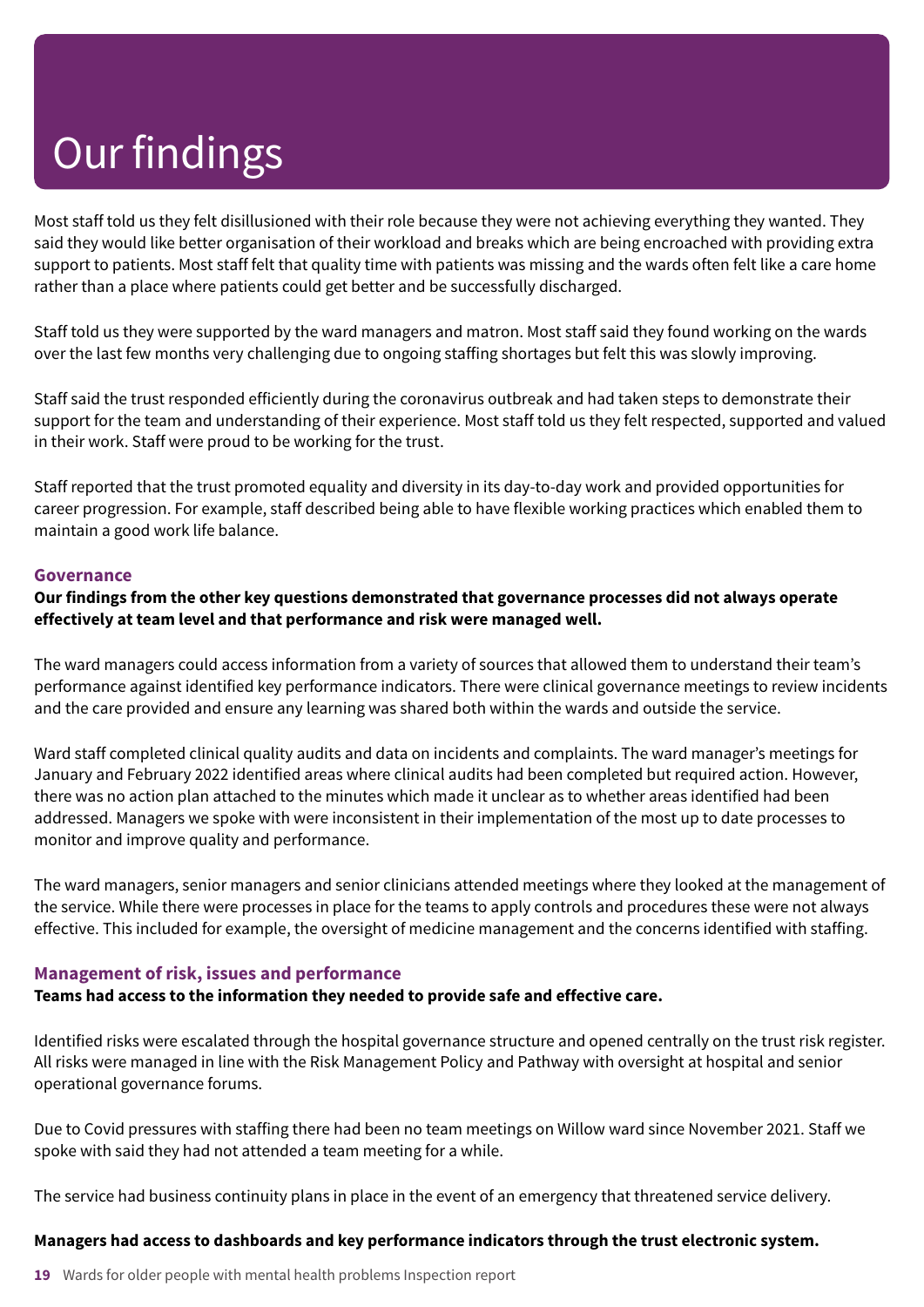# Our findings

Most staff told us they felt disillusioned with their role because they were not achieving everything they wanted. They said they would like better organisation of their workload and breaks which are being encroached with providing extra support to patients. Most staff felt that quality time with patients was missing and the wards often felt like a care home rather than a place where patients could get better and be successfully discharged.

Staff told us they were supported by the ward managers and matron. Most staff said they found working on the wards over the last few months very challenging due to ongoing staffing shortages but felt this was slowly improving.

Staff said the trust responded efficiently during the coronavirus outbreak and had taken steps to demonstrate their support for the team and understanding of their experience. Most staff told us they felt respected, supported and valued in their work. Staff were proud to be working for the trust.

Staff reported that the trust promoted equality and diversity in its day-to-day work and provided opportunities for career progression. For example, staff described being able to have flexible working practices which enabled them to maintain a good work life balance.

### Governance

**Our findings from the other key questions demonstrated that governance processes did not always operate effectively at team level and that performance and risk were managed well.**

The ward managers could access information from a variety of sources that allowed them to understand their team's performance against identified key performance indicators. There were clinical governance meetings to review incidents and the care provided and ensure any learning was shared both within the wards and outside the service.

Ward staff completed clinical quality audits and data on incidents and complaints. The ward manager's meetings for January and February 2022 identified areas where clinical audits had been completed but required action. However, there was no action plan attached to the minutes which made it unclear as to whether areas identified had been addressed. Managers we spoke with were inconsistent in their implementation of the most up to date processes to monitor and improve quality and performance.

The ward managers, senior managers and senior clinicians attended meetings where they looked at the management of the service. While there were processes in place for the teams to apply controls and procedures these were not always effective. This included for example, the oversight of medicine management and the concerns identified with staffing.

### Management of risk, issues and performance

**Teams had access to the information they needed to provide safe and effective care.**

Identified risks were escalated through the hospital governance structure and opened centrally on the trust risk register. All risks were managed in line with the Risk Management Policy and Pathway with oversight at hospital and senior operational governance forums.

Due to Covid pressures with staffing there had been no team meetings on Willow ward since November 2021. Staff we spoke with said they had not attended a team meeting for a while.

The service had business continuity plans in place in the event of an emergency that threatened service delivery.

**Managers had access to dashboards and key performance indicators through the trust electronic system.**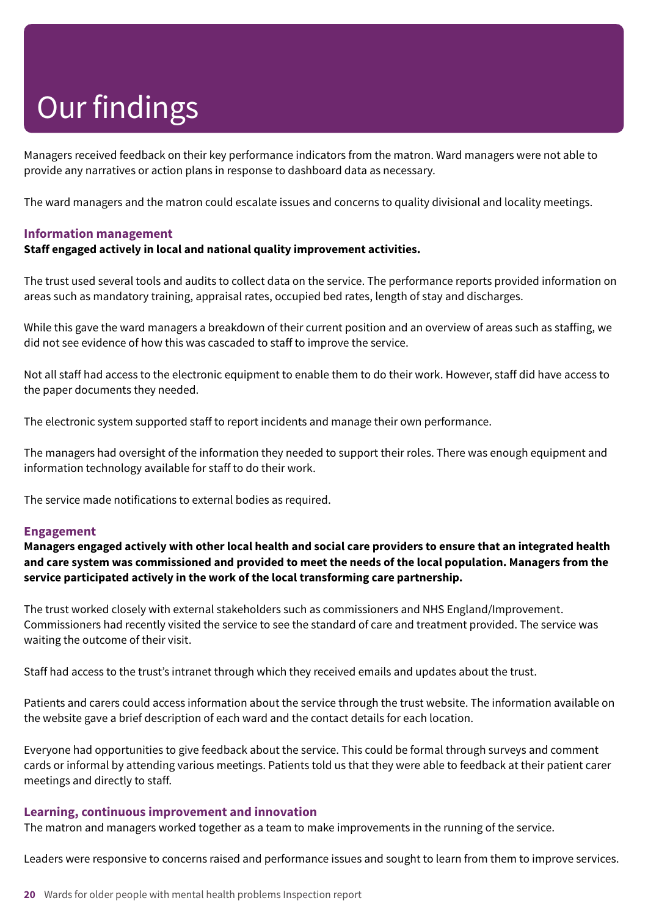# Our findings

Managers received feedback on their key performance indicators from the matron. Ward managers were not able to provide any narratives or action plans in response to dashboard data as necessary.

The ward managers and the matron could escalate issues and concerns to quality divisional and locality meetings.

### Information management

**Staff engaged actively in local and national quality improvement activities.**

The trust used several tools and audits to collect data on the service. The performance reports provided information on areas such as mandatory training, appraisal rates, occupied bed rates, length of stay and discharges.

While this gave the ward managers a breakdown of their current position and an overview of areas such as staffing, we did not see evidence of how this was cascaded to staff to improve the service.

Not all staff had access to the electronic equipment to enable them to do their work. However, staff did have access to the paper documents they needed.

The electronic system supported staff to report incidents and manage their own performance.

The managers had oversight of the information they needed to support their roles. There was enough equipment and information technology available for staff to do their work.

The service made notifications to external bodies as required.

### Engagement

**Managers engaged actively with other local health and social care providers to ensure that an integrated health and care system was commissioned and provided to meet the needs of the local population. Managers from the service participated actively in the work of the local transforming care partnership.**

The trust worked closely with external stakeholders such as commissioners and NHS England/Improvement. Commissioners had recently visited the service to see the standard of care and treatment provided. The service was waiting the outcome of their visit.

Staff had access to the trust's intranet through which they received emails and updates about the trust.

Patients and carers could access information about the service through the trust website. The information available on the website gave a brief description of each ward and the contact details for each location.

Everyone had opportunities to give feedback about the service. This could be formal through surveys and comment cards or informal by attending various meetings. Patients told us that they were able to feedback at their patient carer meetings and directly to staff.

### Learning, continuous improvement and innovation

The matron and managers worked together as a team to make improvements in the running of the service.

Leaders were responsive to concerns raised and performance issues and sought to learn from them to improve services.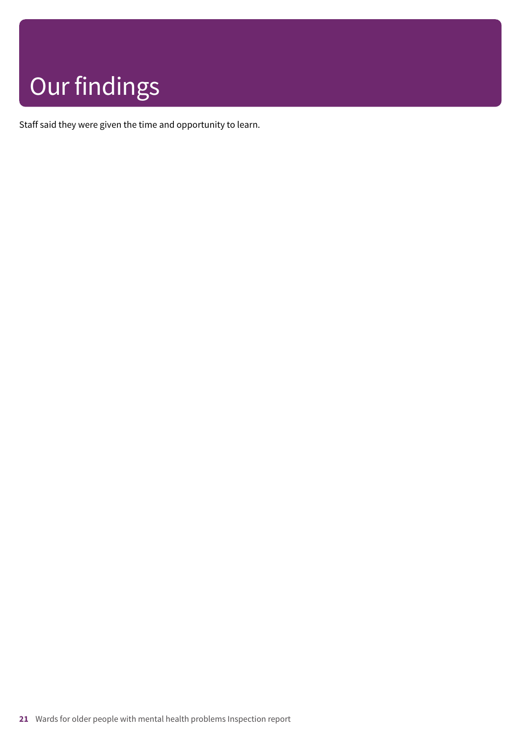# Our findings

Staff said they were given the time and opportunity to learn.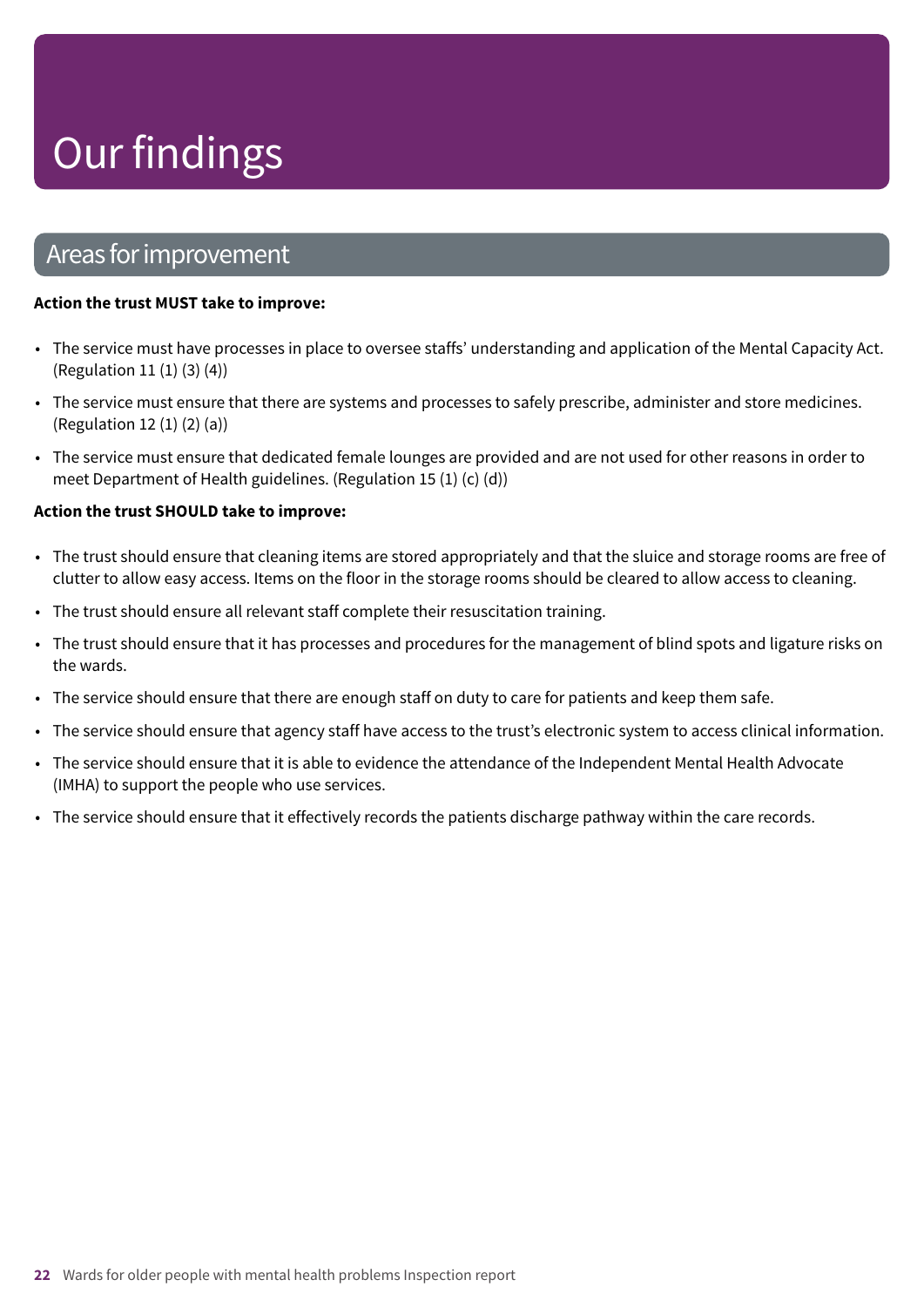# Our findings

## Areas for improvement

**Action the trust MUST take to improve:**

- The service must have processes in place to oversee staffs' understanding and application of the Mental Capacity Act. (Regulation 11 (1) (3) (4))
- The service must ensure that there are systems and processes to safely prescribe, administer and store medicines. (Regulation 12 (1) (2) (a))
- The service must ensure that dedicated female lounges are provided and are not used for other reasons in order to meet Department of Health guidelines. (Regulation 15 (1) (c) (d))

**Action the trust SHOULD take to improve:**

- The trust should ensure that cleaning items are stored appropriately and that the sluice and storage rooms are free of clutter to allow easy access. Items on the floor in the storage rooms should be cleared to allow access to cleaning.
- The trust should ensure all relevant staff complete their resuscitation training.
- The trust should ensure that it has processes and procedures for the management of blind spots and ligature risks on the wards.
- The service should ensure that there are enough staff on duty to care for patients and keep them safe.
- The service should ensure that agency staff have access to the trust's electronic system to access clinical information.
- The service should ensure that it is able to evidence the attendance of the Independent Mental Health Advocate (IMHA) to support the people who use services.
- The service should ensure that it effectively records the patients discharge pathway within the care records.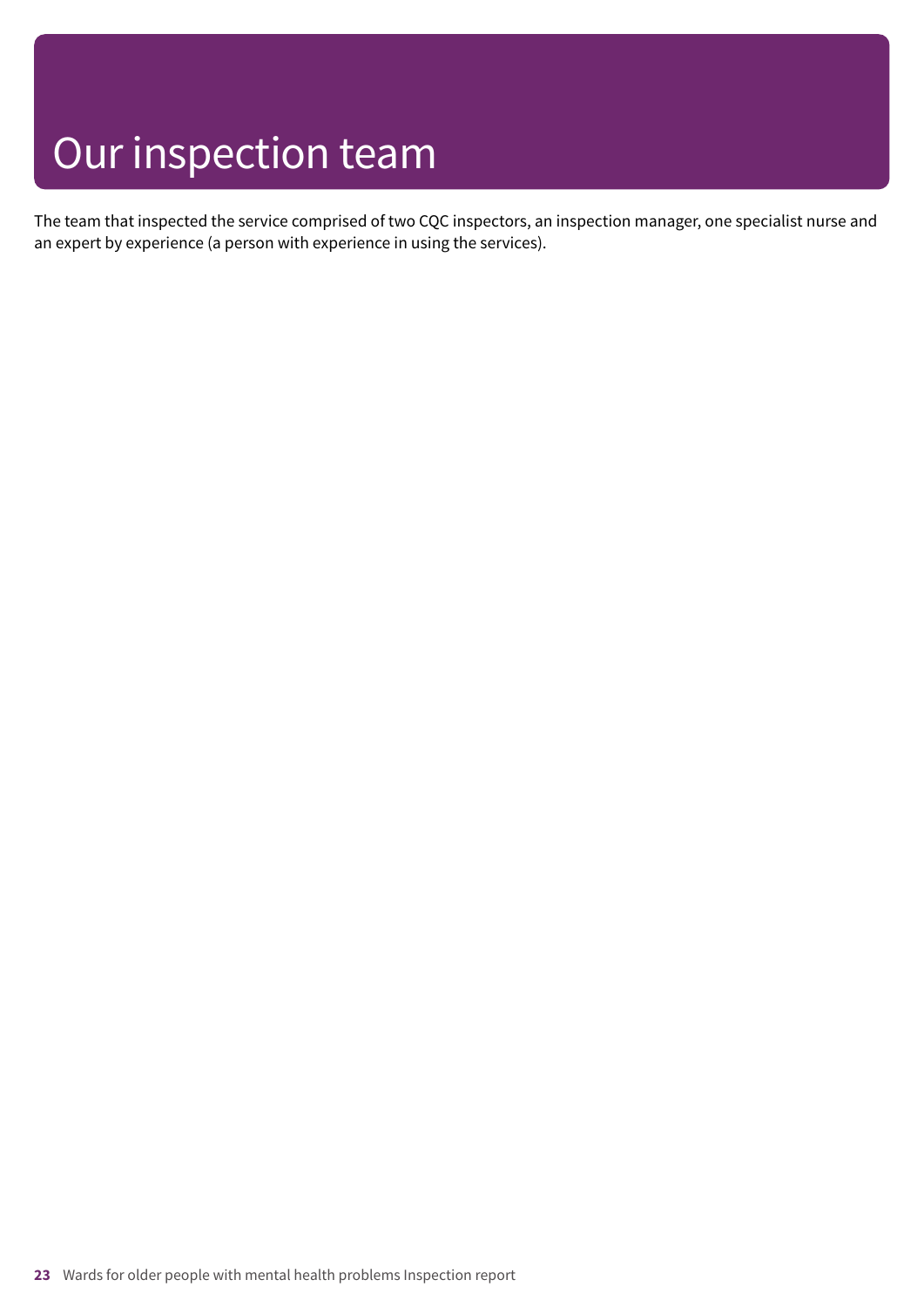# Our inspection team

The team that inspected the service comprised of two CQC inspectors, an inspection manager, one specialist nurse and an expert by experience (a person with experience in using the services).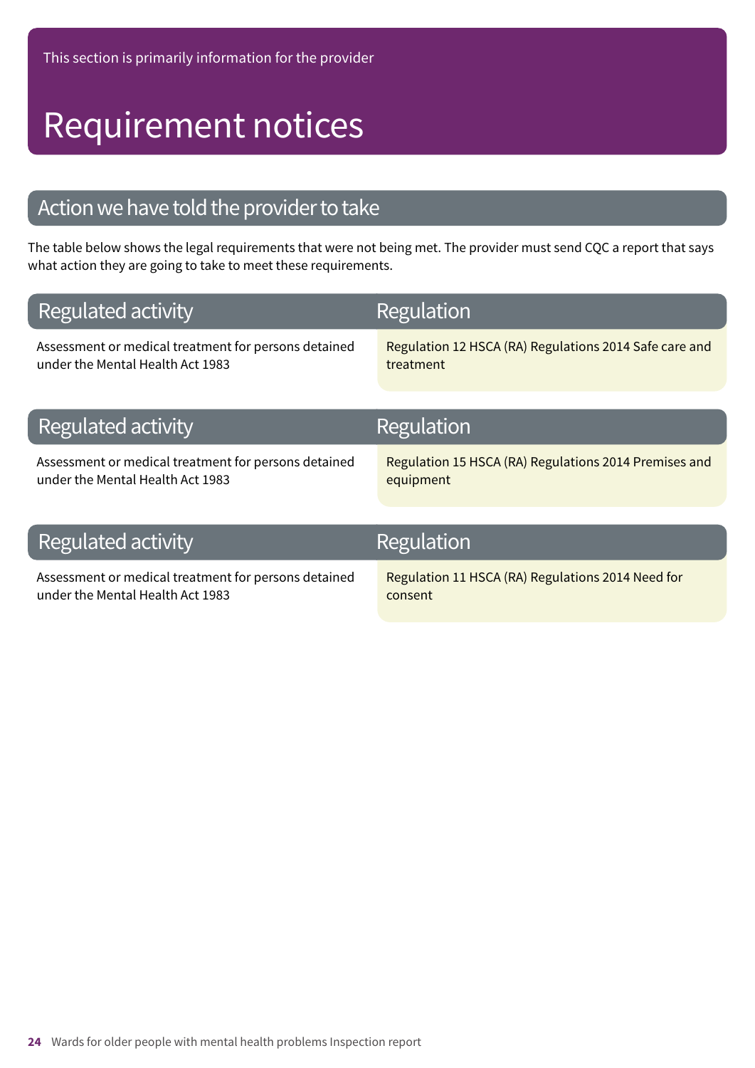This section is primarily information for the provider

# Requirement notices

## Action we have told the provider to take

The table below shows the legal requirements that were not being met. The provider must send CQC a report that says what action they are going to take to meet these requirements.

| Regulated activity | Regulation |
|---|---|
| Assessment or medical treatment for persons detained under the Mental Health Act 1983 | Regulation 12 HSCA (RA) Regulations 2014 Safe care and treatment |

| Regulated activity | Regulation |
|---|---|
| Assessment or medical treatment for persons detained under the Mental Health Act 1983 | Regulation 15 HSCA (RA) Regulations 2014 Premises and equipment |

| Regulated activity | Regulation |
|---|---|
| Assessment or medical treatment for persons detained under the Mental Health Act 1983 | Regulation 11 HSCA (RA) Regulations 2014 Need for consent |